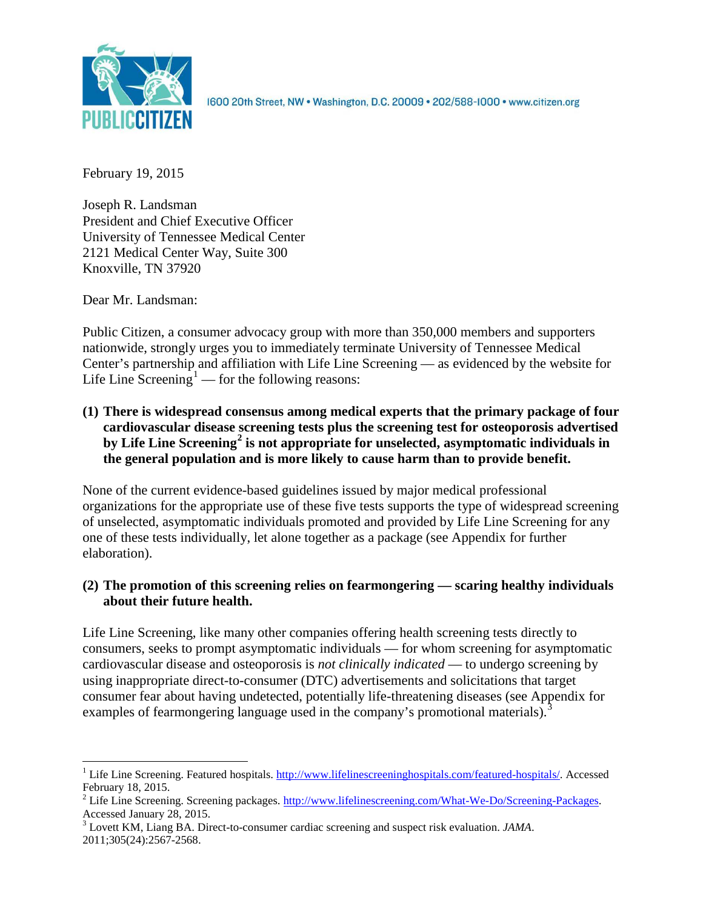PUBLIC CITIZEN

1600 20th Street, NW • Washington, D.C. 20009 • 202/588-1000 • www.citizen.org

February 19, 2015

Joseph R. Landsman
President and Chief Executive Officer
University of Tennessee Medical Center
2121 Medical Center Way, Suite 300
Knoxville, TN 37920

Dear Mr. Landsman:

Public Citizen, a consumer advocacy group with more than 350,000 members and supporters nationwide, strongly urges you to immediately terminate University of Tennessee Medical Center's partnership and affiliation with Life Line Screening — as evidenced by the website for Life Line Screening[1] — for the following reasons:

**(1) There is widespread consensus among medical experts that the primary package of four cardiovascular disease screening tests plus the screening test for osteoporosis advertised by Life Line Screening[2] is not appropriate for unselected, asymptomatic individuals in the general population and is more likely to cause harm than to provide benefit.**

None of the current evidence-based guidelines issued by major medical professional organizations for the appropriate use of these five tests supports the type of widespread screening of unselected, asymptomatic individuals promoted and provided by Life Line Screening for any one of these tests individually, let alone together as a package (see Appendix for further elaboration).

**(2) The promotion of this screening relies on fearmongering — scaring healthy individuals about their future health.**

Life Line Screening, like many other companies offering health screening tests directly to consumers, seeks to prompt asymptomatic individuals — for whom screening for asymptomatic cardiovascular disease and osteoporosis is *not clinically indicated* — to undergo screening by using inappropriate direct-to-consumer (DTC) advertisements and solicitations that target consumer fear about having undetected, potentially life-threatening diseases (see Appendix for examples of fearmongering language used in the company's promotional materials).[3]

---

[1] Life Line Screening. Featured hospitals. http://www.lifelinescreeninghospitals.com/featured-hospitals/. Accessed February 18, 2015.

[2] Life Line Screening. Screening packages. http://www.lifelinescreening.com/What-We-Do/Screening-Packages. Accessed January 28, 2015.

[3] Lovett KM, Liang BA. Direct-to-consumer cardiac screening and suspect risk evaluation. *JAMA*. 2011;305(24):2567-2568.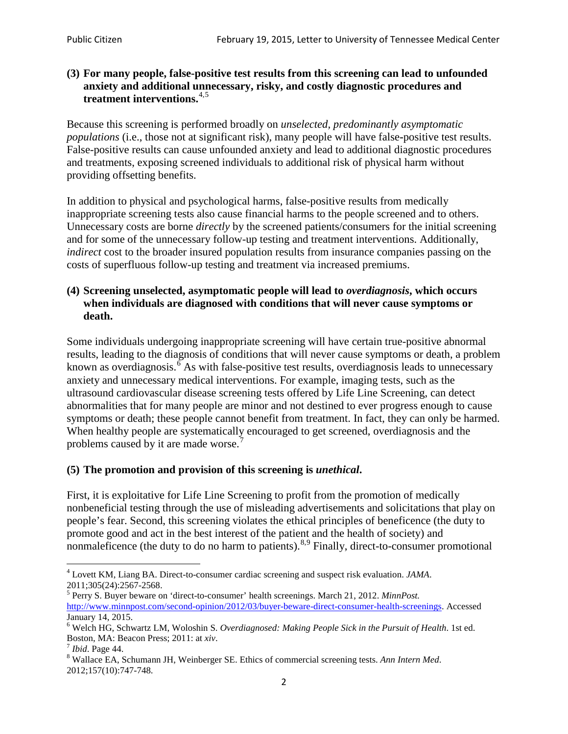**(3) For many people, false-positive test results from this screening can lead to unfounded anxiety and additional unnecessary, risky, and costly diagnostic procedures and treatment interventions.**[4,5]

Because this screening is performed broadly on *unselected, predominantly asymptomatic populations* (i.e., those not at significant risk), many people will have false-positive test results. False-positive results can cause unfounded anxiety and lead to additional diagnostic procedures and treatments, exposing screened individuals to additional risk of physical harm without providing offsetting benefits.

In addition to physical and psychological harms, false-positive results from medically inappropriate screening tests also cause financial harms to the people screened and to others. Unnecessary costs are borne *directly* by the screened patients/consumers for the initial screening and for some of the unnecessary follow-up testing and treatment interventions. Additionally, *indirect* cost to the broader insured population results from insurance companies passing on the costs of superfluous follow-up testing and treatment via increased premiums.

**(4) Screening unselected, asymptomatic people will lead to *overdiagnosis*, which occurs when individuals are diagnosed with conditions that will never cause symptoms or death.**

Some individuals undergoing inappropriate screening will have certain true-positive abnormal results, leading to the diagnosis of conditions that will never cause symptoms or death, a problem known as overdiagnosis.[6] As with false-positive test results, overdiagnosis leads to unnecessary anxiety and unnecessary medical interventions. For example, imaging tests, such as the ultrasound cardiovascular disease screening tests offered by Life Line Screening, can detect abnormalities that for many people are minor and not destined to ever progress enough to cause symptoms or death; these people cannot benefit from treatment. In fact, they can only be harmed. When healthy people are systematically encouraged to get screened, overdiagnosis and the problems caused by it are made worse.[7]

**(5) The promotion and provision of this screening is *unethical*.**

First, it is exploitative for Life Line Screening to profit from the promotion of medically nonbeneficial testing through the use of misleading advertisements and solicitations that play on people's fear. Second, this screening violates the ethical principles of beneficence (the duty to promote good and act in the best interest of the patient and the health of society) and nonmaleficence (the duty to do no harm to patients).[8,9] Finally, direct-to-consumer promotional

---

[4] Lovett KM, Liang BA. Direct-to-consumer cardiac screening and suspect risk evaluation. *JAMA*. 2011;305(24):2567-2568.

[5] Perry S. Buyer beware on 'direct-to-consumer' health screenings. March 21, 2012. *MinnPost.* http://www.minnpost.com/second-opinion/2012/03/buyer-beware-direct-consumer-health-screenings. Accessed January 14, 2015.

[6] Welch HG, Schwartz LM, Woloshin S. *Overdiagnosed: Making People Sick in the Pursuit of Health*. 1st ed. Boston, MA: Beacon Press; 2011: at *xiv*.

[7] *Ibid*. Page 44.

[8] Wallace EA, Schumann JH, Weinberger SE. Ethics of commercial screening tests. *Ann Intern Med*. 2012;157(10):747-748.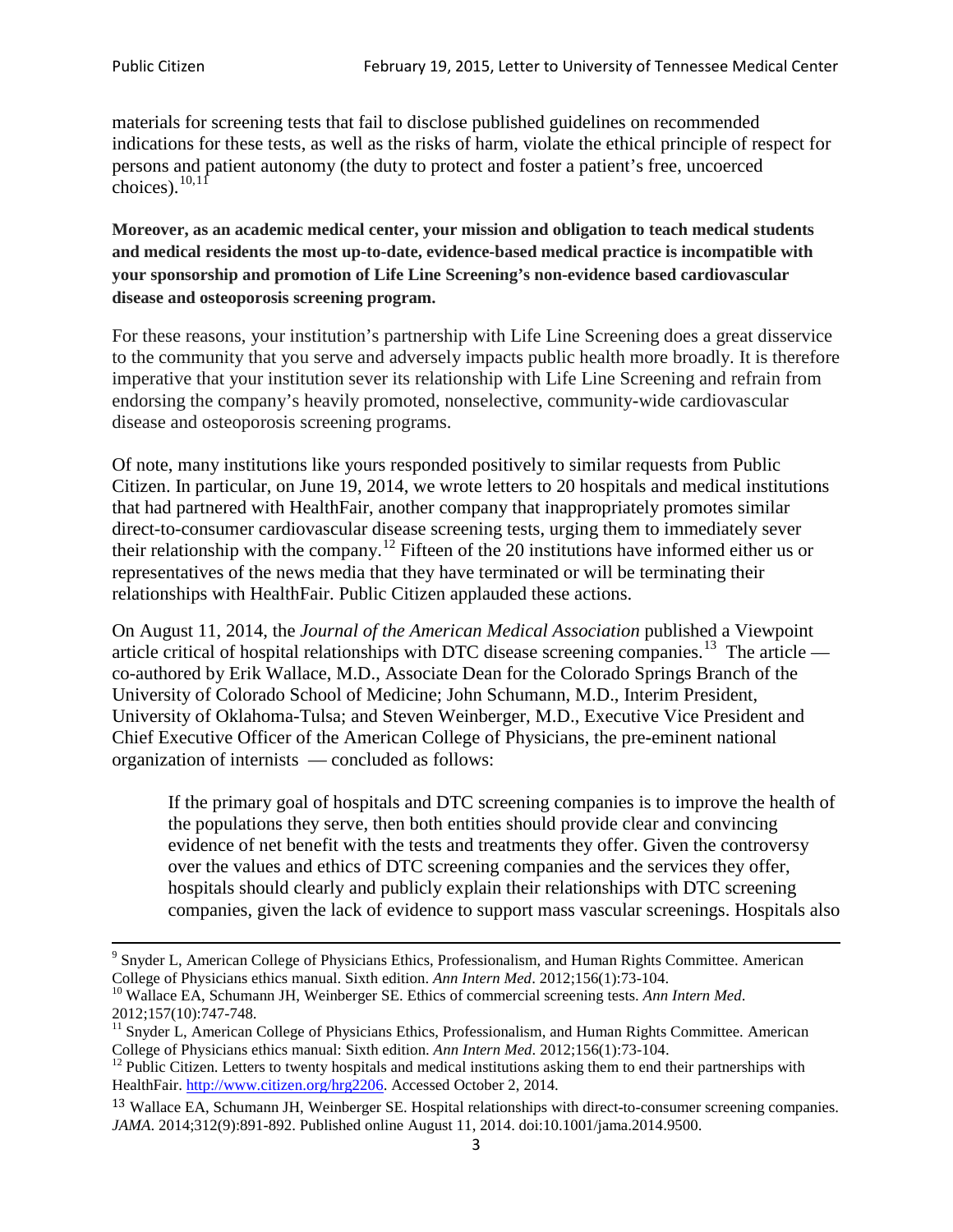materials for screening tests that fail to disclose published guidelines on recommended indications for these tests, as well as the risks of harm, violate the ethical principle of respect for persons and patient autonomy (the duty to protect and foster a patient's free, uncoerced choices).[10,11]

**Moreover, as an academic medical center, your mission and obligation to teach medical students and medical residents the most up-to-date, evidence-based medical practice is incompatible with your sponsorship and promotion of Life Line Screening's non-evidence based cardiovascular disease and osteoporosis screening program.**

For these reasons, your institution's partnership with Life Line Screening does a great disservice to the community that you serve and adversely impacts public health more broadly. It is therefore imperative that your institution sever its relationship with Life Line Screening and refrain from endorsing the company's heavily promoted, nonselective, community-wide cardiovascular disease and osteoporosis screening programs.

Of note, many institutions like yours responded positively to similar requests from Public Citizen. In particular, on June 19, 2014, we wrote letters to 20 hospitals and medical institutions that had partnered with HealthFair, another company that inappropriately promotes similar direct-to-consumer cardiovascular disease screening tests, urging them to immediately sever their relationship with the company.[12] Fifteen of the 20 institutions have informed either us or representatives of the news media that they have terminated or will be terminating their relationships with HealthFair. Public Citizen applauded these actions.

On August 11, 2014, the *Journal of the American Medical Association* published a Viewpoint article critical of hospital relationships with DTC disease screening companies.[13] The article — co-authored by Erik Wallace, M.D., Associate Dean for the Colorado Springs Branch of the University of Colorado School of Medicine; John Schumann, M.D., Interim President, University of Oklahoma-Tulsa; and Steven Weinberger, M.D., Executive Vice President and Chief Executive Officer of the American College of Physicians, the pre-eminent national organization of internists — concluded as follows:

> If the primary goal of hospitals and DTC screening companies is to improve the health of the populations they serve, then both entities should provide clear and convincing evidence of net benefit with the tests and treatments they offer. Given the controversy over the values and ethics of DTC screening companies and the services they offer, hospitals should clearly and publicly explain their relationships with DTC screening companies, given the lack of evidence to support mass vascular screenings. Hospitals also

---

[9] Snyder L, American College of Physicians Ethics, Professionalism, and Human Rights Committee. American College of Physicians ethics manual. Sixth edition. *Ann Intern Med*. 2012;156(1):73-104.

[10] Wallace EA, Schumann JH, Weinberger SE. Ethics of commercial screening tests. *Ann Intern Med*. 2012;157(10):747-748.

[11] Snyder L, American College of Physicians Ethics, Professionalism, and Human Rights Committee. American College of Physicians ethics manual: Sixth edition. *Ann Intern Med*. 2012;156(1):73-104.

[12] Public Citizen. Letters to twenty hospitals and medical institutions asking them to end their partnerships with HealthFair. http://www.citizen.org/hrg2206. Accessed October 2, 2014.

[13] Wallace EA, Schumann JH, Weinberger SE. Hospital relationships with direct-to-consumer screening companies. *JAMA*. 2014;312(9):891-892. Published online August 11, 2014. doi:10.1001/jama.2014.9500.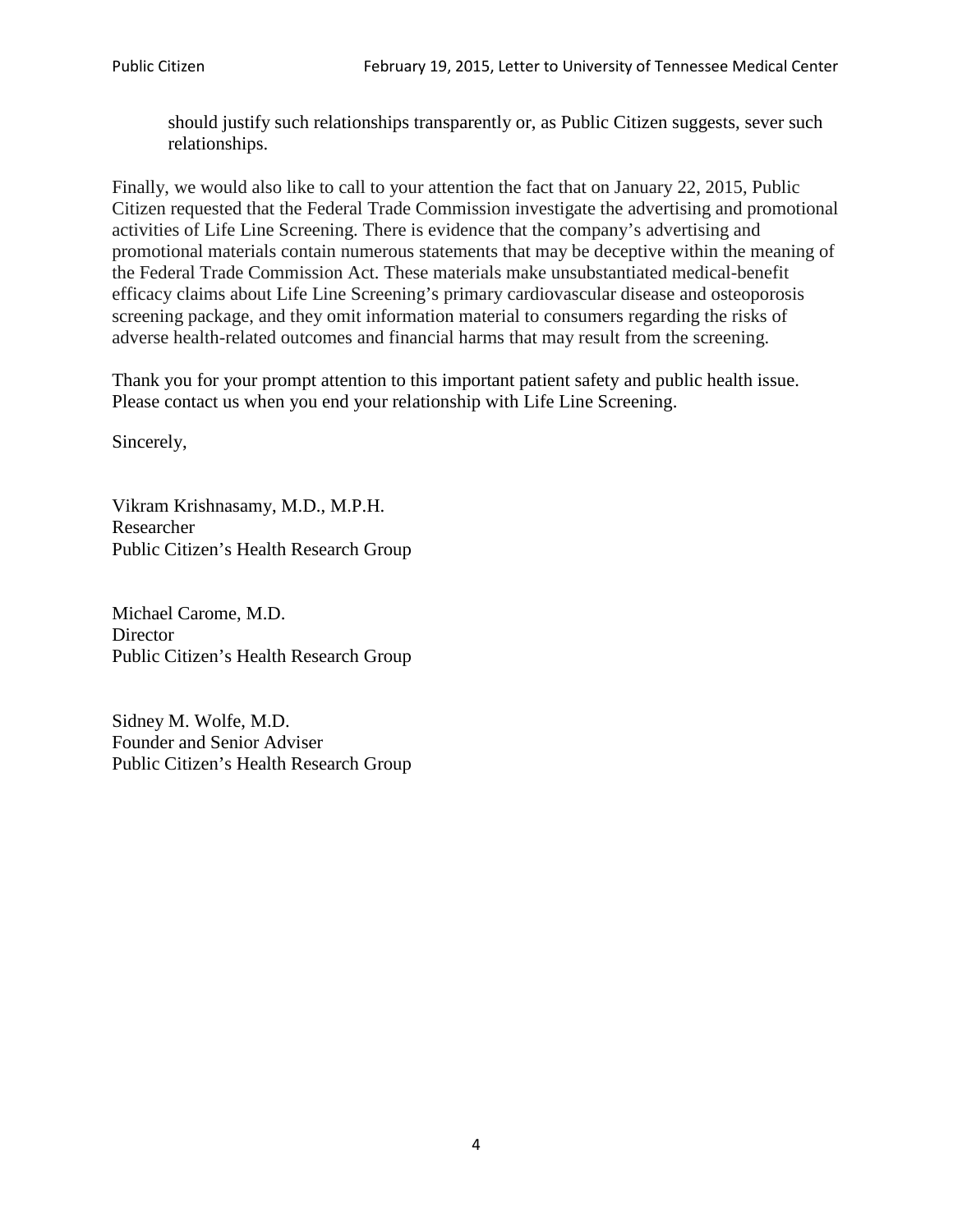should justify such relationships transparently or, as Public Citizen suggests, sever such relationships.

Finally, we would also like to call to your attention the fact that on January 22, 2015, Public Citizen requested that the Federal Trade Commission investigate the advertising and promotional activities of Life Line Screening. There is evidence that the company's advertising and promotional materials contain numerous statements that may be deceptive within the meaning of the Federal Trade Commission Act. These materials make unsubstantiated medical-benefit efficacy claims about Life Line Screening's primary cardiovascular disease and osteoporosis screening package, and they omit information material to consumers regarding the risks of adverse health-related outcomes and financial harms that may result from the screening.

Thank you for your prompt attention to this important patient safety and public health issue. Please contact us when you end your relationship with Life Line Screening.

Sincerely,

Vikram Krishnasamy, M.D., M.P.H.
Researcher
Public Citizen's Health Research Group

Michael Carome, M.D.
Director
Public Citizen's Health Research Group

Sidney M. Wolfe, M.D.
Founder and Senior Adviser
Public Citizen's Health Research Group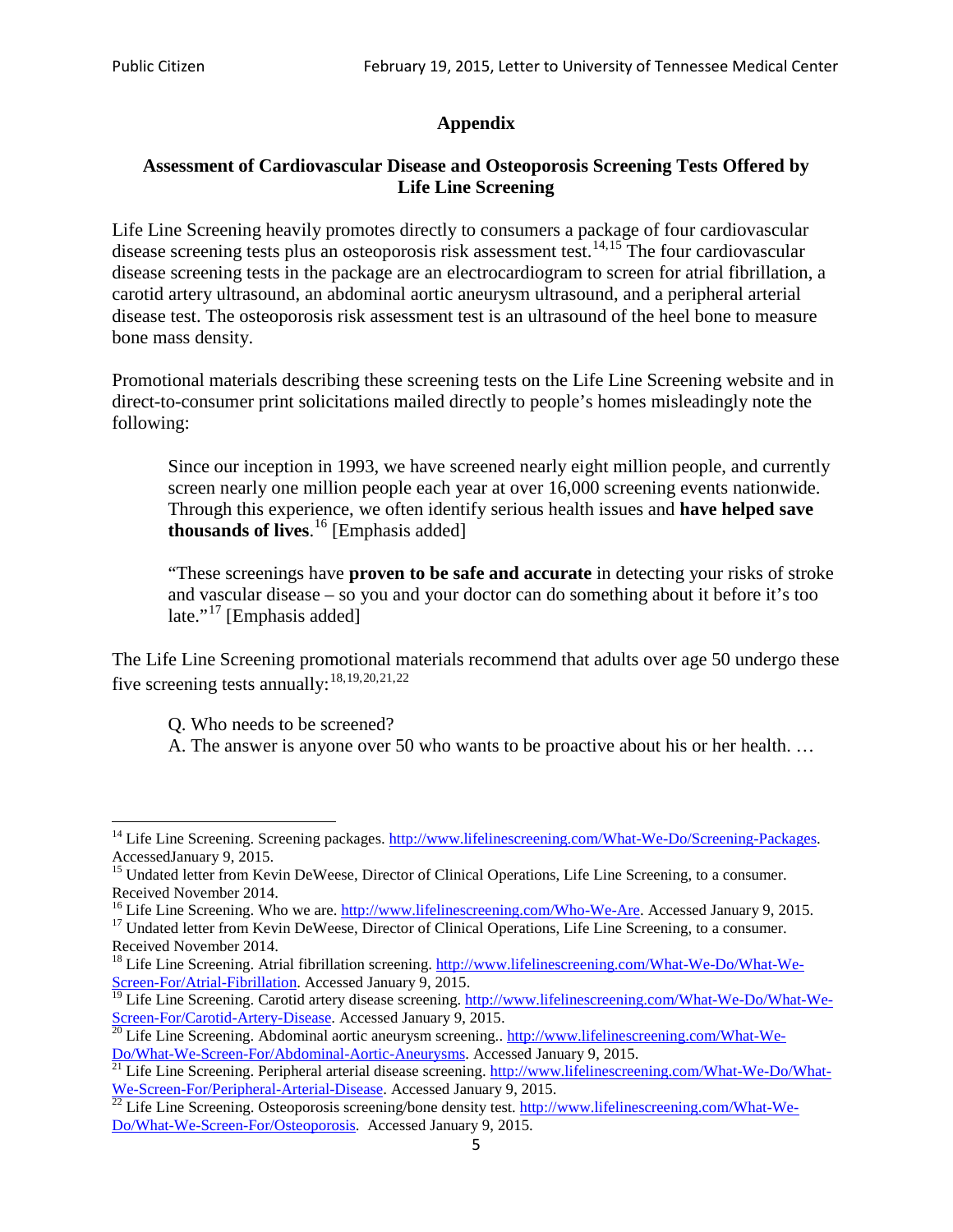## Appendix

### Assessment of Cardiovascular Disease and Osteoporosis Screening Tests Offered by Life Line Screening

Life Line Screening heavily promotes directly to consumers a package of four cardiovascular disease screening tests plus an osteoporosis risk assessment test.[14,15] The four cardiovascular disease screening tests in the package are an electrocardiogram to screen for atrial fibrillation, a carotid artery ultrasound, an abdominal aortic aneurysm ultrasound, and a peripheral arterial disease test. The osteoporosis risk assessment test is an ultrasound of the heel bone to measure bone mass density.

Promotional materials describing these screening tests on the Life Line Screening website and in direct-to-consumer print solicitations mailed directly to people's homes misleadingly note the following:

> Since our inception in 1993, we have screened nearly eight million people, and currently screen nearly one million people each year at over 16,000 screening events nationwide. Through this experience, we often identify serious health issues and **have helped save thousands of lives**.[16] [Emphasis added]
>
> "These screenings have **proven to be safe and accurate** in detecting your risks of stroke and vascular disease – so you and your doctor can do something about it before it's too late."[17] [Emphasis added]

The Life Line Screening promotional materials recommend that adults over age 50 undergo these five screening tests annually:[18,19,20,21,22]

> Q. Who needs to be screened?
> A. The answer is anyone over 50 who wants to be proactive about his or her health. …

---

[14] Life Line Screening. Screening packages. http://www.lifelinescreening.com/What-We-Do/Screening-Packages. AccessedJanuary 9, 2015.

[15] Undated letter from Kevin DeWeese, Director of Clinical Operations, Life Line Screening, to a consumer. Received November 2014.

[16] Life Line Screening. Who we are. http://www.lifelinescreening.com/Who-We-Are. Accessed January 9, 2015.

[17] Undated letter from Kevin DeWeese, Director of Clinical Operations, Life Line Screening, to a consumer. Received November 2014.

[18] Life Line Screening. Atrial fibrillation screening. http://www.lifelinescreening.com/What-We-Do/What-We-Screen-For/Atrial-Fibrillation. Accessed January 9, 2015.

[19] Life Line Screening. Carotid artery disease screening. http://www.lifelinescreening.com/What-We-Do/What-We-Screen-For/Carotid-Artery-Disease. Accessed January 9, 2015.

[20] Life Line Screening. Abdominal aortic aneurysm screening.. http://www.lifelinescreening.com/What-We-Do/What-We-Screen-For/Abdominal-Aortic-Aneurysms. Accessed January 9, 2015.

[21] Life Line Screening. Peripheral arterial disease screening. http://www.lifelinescreening.com/What-We-Do/What-We-Screen-For/Peripheral-Arterial-Disease. Accessed January 9, 2015.

[22] Life Line Screening. Osteoporosis screening/bone density test. http://www.lifelinescreening.com/What-We-Do/What-We-Screen-For/Osteoporosis. Accessed January 9, 2015.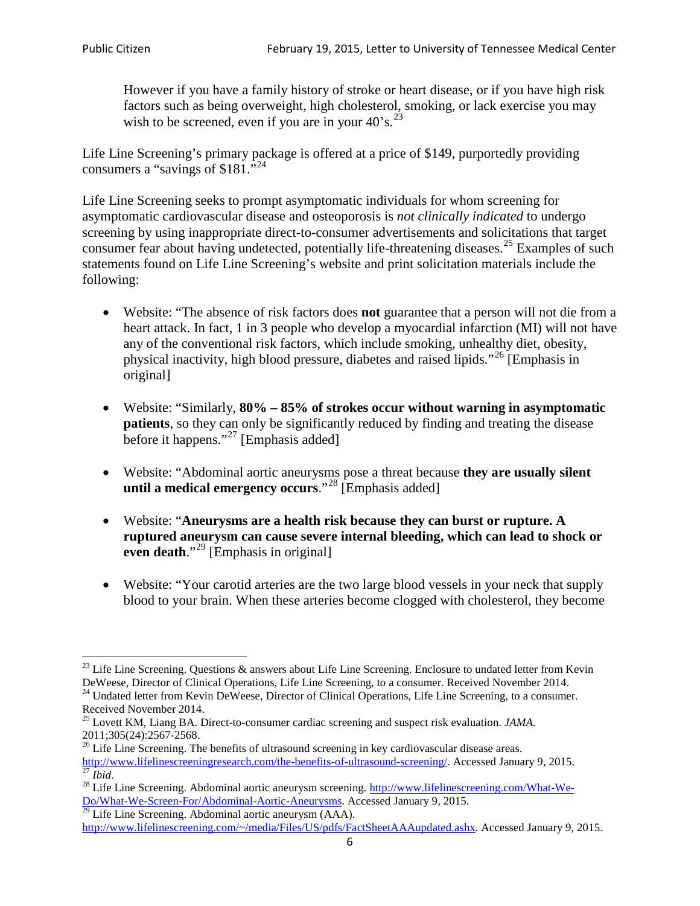However if you have a family history of stroke or heart disease, or if you have high risk factors such as being overweight, high cholesterol, smoking, or lack exercise you may wish to be screened, even if you are in your 40's.[23]

Life Line Screening's primary package is offered at a price of $149, purportedly providing consumers a "savings of $181."[24]

Life Line Screening seeks to prompt asymptomatic individuals for whom screening for asymptomatic cardiovascular disease and osteoporosis is *not clinically indicated* to undergo screening by using inappropriate direct-to-consumer advertisements and solicitations that target consumer fear about having undetected, potentially life-threatening diseases.[25] Examples of such statements found on Life Line Screening's website and print solicitation materials include the following:

- Website: "The absence of risk factors does **not** guarantee that a person will not die from a heart attack. In fact, 1 in 3 people who develop a myocardial infarction (MI) will not have any of the conventional risk factors, which include smoking, unhealthy diet, obesity, physical inactivity, high blood pressure, diabetes and raised lipids."[26] [Emphasis in original]

- Website: "Similarly, **80% – 85% of strokes occur without warning in asymptomatic patients**, so they can only be significantly reduced by finding and treating the disease before it happens."[27] [Emphasis added]

- Website: "Abdominal aortic aneurysms pose a threat because **they are usually silent until a medical emergency occurs**."[28] [Emphasis added]

- Website: "**Aneurysms are a health risk because they can burst or rupture. A ruptured aneurysm can cause severe internal bleeding, which can lead to shock or even death**."[29] [Emphasis in original]

- Website: "Your carotid arteries are the two large blood vessels in your neck that supply blood to your brain. When these arteries become clogged with cholesterol, they become

---

[23] Life Line Screening. Questions & answers about Life Line Screening. Enclosure to undated letter from Kevin DeWeese, Director of Clinical Operations, Life Line Screening, to a consumer. Received November 2014.

[24] Undated letter from Kevin DeWeese, Director of Clinical Operations, Life Line Screening, to a consumer. Received November 2014.

[25] Lovett KM, Liang BA. Direct-to-consumer cardiac screening and suspect risk evaluation. *JAMA*. 2011;305(24):2567-2568.

[26] Life Line Screening. The benefits of ultrasound screening in key cardiovascular disease areas. http://www.lifelinescreeningresearch.com/the-benefits-of-ultrasound-screening/. Accessed January 9, 2015.

[27] *Ibid*.

[28] Life Line Screening. Abdominal aortic aneurysm screening. http://www.lifelinescreening.com/What-We-Do/What-We-Screen-For/Abdominal-Aortic-Aneurysms. Accessed January 9, 2015.

[29] Life Line Screening. Abdominal aortic aneurysm (AAA). http://www.lifelinescreening.com/~/media/Files/US/pdfs/FactSheetAAAupdated.ashx. Accessed January 9, 2015.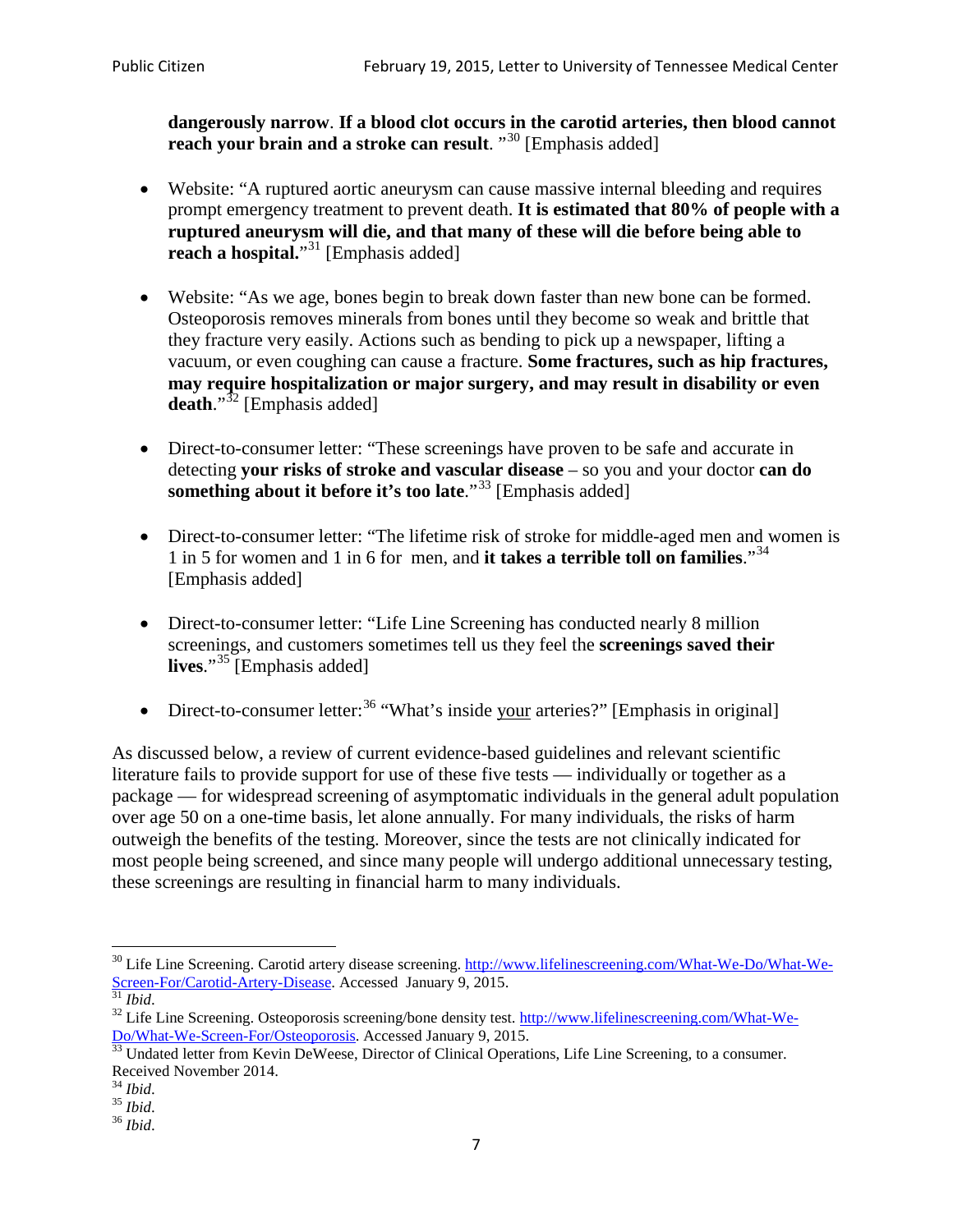**dangerously narrow**. **If a blood clot occurs in the carotid arteries, then blood cannot reach your brain and a stroke can result**. "[30] [Emphasis added]

- Website: "A ruptured aortic aneurysm can cause massive internal bleeding and requires prompt emergency treatment to prevent death. **It is estimated that 80% of people with a ruptured aneurysm will die, and that many of these will die before being able to reach a hospital.**"[31] [Emphasis added]

- Website: "As we age, bones begin to break down faster than new bone can be formed. Osteoporosis removes minerals from bones until they become so weak and brittle that they fracture very easily. Actions such as bending to pick up a newspaper, lifting a vacuum, or even coughing can cause a fracture. **Some fractures, such as hip fractures, may require hospitalization or major surgery, and may result in disability or even death**."[32] [Emphasis added]

- Direct-to-consumer letter: "These screenings have proven to be safe and accurate in detecting **your risks of stroke and vascular disease** – so you and your doctor **can do something about it before it's too late**."[33] [Emphasis added]

- Direct-to-consumer letter: "The lifetime risk of stroke for middle-aged men and women is 1 in 5 for women and 1 in 6 for men, and **it takes a terrible toll on families**."[34] [Emphasis added]

- Direct-to-consumer letter: "Life Line Screening has conducted nearly 8 million screenings, and customers sometimes tell us they feel the **screenings saved their lives**."[35] [Emphasis added]

- Direct-to-consumer letter:[36] "What's inside your arteries?" [Emphasis in original]

As discussed below, a review of current evidence-based guidelines and relevant scientific literature fails to provide support for use of these five tests — individually or together as a package — for widespread screening of asymptomatic individuals in the general adult population over age 50 on a one-time basis, let alone annually. For many individuals, the risks of harm outweigh the benefits of the testing. Moreover, since the tests are not clinically indicated for most people being screened, and since many people will undergo additional unnecessary testing, these screenings are resulting in financial harm to many individuals.

---

[30] Life Line Screening. Carotid artery disease screening. http://www.lifelinescreening.com/What-We-Do/What-We-Screen-For/Carotid-Artery-Disease. Accessed January 9, 2015.

[31] *Ibid*.

[32] Life Line Screening. Osteoporosis screening/bone density test. http://www.lifelinescreening.com/What-We-Do/What-We-Screen-For/Osteoporosis. Accessed January 9, 2015.

[33] Undated letter from Kevin DeWeese, Director of Clinical Operations, Life Line Screening, to a consumer. Received November 2014.

[34] *Ibid*.

[35] *Ibid*.

[36] *Ibid*.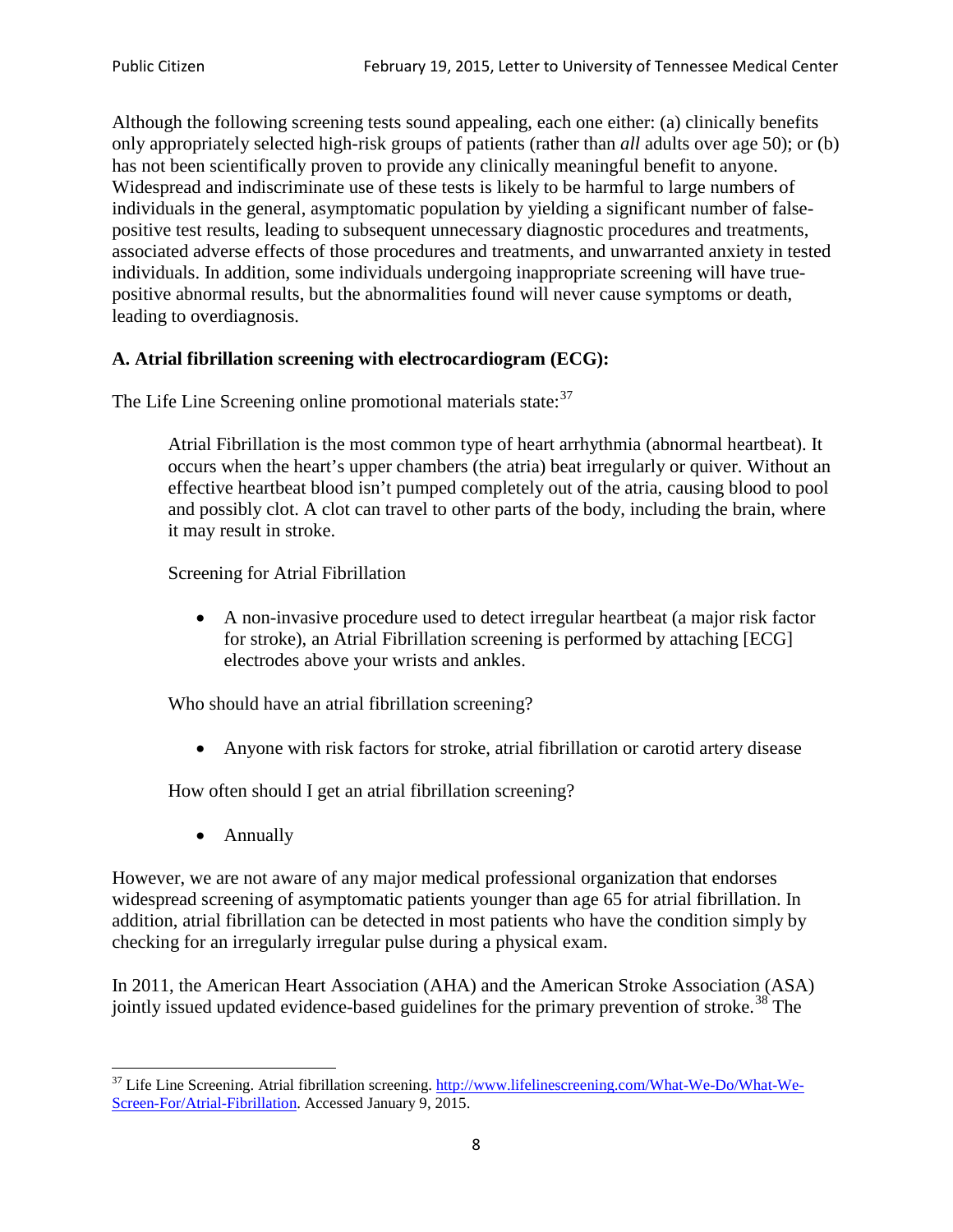Although the following screening tests sound appealing, each one either: (a) clinically benefits only appropriately selected high-risk groups of patients (rather than *all* adults over age 50); or (b) has not been scientifically proven to provide any clinically meaningful benefit to anyone. Widespread and indiscriminate use of these tests is likely to be harmful to large numbers of individuals in the general, asymptomatic population by yielding a significant number of false-positive test results, leading to subsequent unnecessary diagnostic procedures and treatments, associated adverse effects of those procedures and treatments, and unwarranted anxiety in tested individuals. In addition, some individuals undergoing inappropriate screening will have true-positive abnormal results, but the abnormalities found will never cause symptoms or death, leading to overdiagnosis.

**A. Atrial fibrillation screening with electrocardiogram (ECG):**

The Life Line Screening online promotional materials state:[37]

> Atrial Fibrillation is the most common type of heart arrhythmia (abnormal heartbeat). It occurs when the heart's upper chambers (the atria) beat irregularly or quiver. Without an effective heartbeat blood isn't pumped completely out of the atria, causing blood to pool and possibly clot. A clot can travel to other parts of the body, including the brain, where it may result in stroke.
>
> Screening for Atrial Fibrillation
>
> - A non-invasive procedure used to detect irregular heartbeat (a major risk factor for stroke), an Atrial Fibrillation screening is performed by attaching [ECG] electrodes above your wrists and ankles.
>
> Who should have an atrial fibrillation screening?
>
> - Anyone with risk factors for stroke, atrial fibrillation or carotid artery disease
>
> How often should I get an atrial fibrillation screening?
>
> - Annually

However, we are not aware of any major medical professional organization that endorses widespread screening of asymptomatic patients younger than age 65 for atrial fibrillation. In addition, atrial fibrillation can be detected in most patients who have the condition simply by checking for an irregularly irregular pulse during a physical exam.

In 2011, the American Heart Association (AHA) and the American Stroke Association (ASA) jointly issued updated evidence-based guidelines for the primary prevention of stroke.[38] The

[37] Life Line Screening. Atrial fibrillation screening. http://www.lifelinescreening.com/What-We-Do/What-We-Screen-For/Atrial-Fibrillation. Accessed January 9, 2015.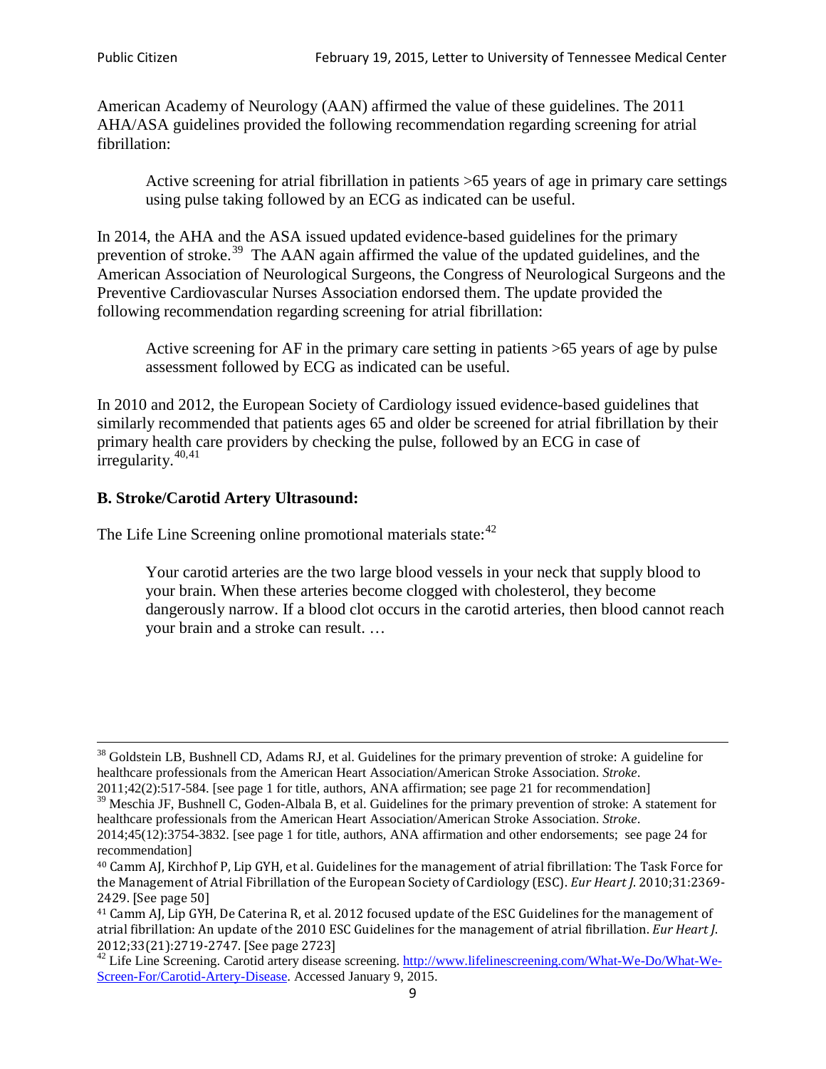American Academy of Neurology (AAN) affirmed the value of these guidelines. The 2011 AHA/ASA guidelines provided the following recommendation regarding screening for atrial fibrillation:

> Active screening for atrial fibrillation in patients >65 years of age in primary care settings using pulse taking followed by an ECG as indicated can be useful.

In 2014, the AHA and the ASA issued updated evidence-based guidelines for the primary prevention of stroke.[39] The AAN again affirmed the value of the updated guidelines, and the American Association of Neurological Surgeons, the Congress of Neurological Surgeons and the Preventive Cardiovascular Nurses Association endorsed them. The update provided the following recommendation regarding screening for atrial fibrillation:

> Active screening for AF in the primary care setting in patients >65 years of age by pulse assessment followed by ECG as indicated can be useful.

In 2010 and 2012, the European Society of Cardiology issued evidence-based guidelines that similarly recommended that patients ages 65 and older be screened for atrial fibrillation by their primary health care providers by checking the pulse, followed by an ECG in case of irregularity.[40,41]

### B. Stroke/Carotid Artery Ultrasound:

The Life Line Screening online promotional materials state:[42]

> Your carotid arteries are the two large blood vessels in your neck that supply blood to your brain. When these arteries become clogged with cholesterol, they become dangerously narrow. If a blood clot occurs in the carotid arteries, then blood cannot reach your brain and a stroke can result. …

---

[38] Goldstein LB, Bushnell CD, Adams RJ, et al. Guidelines for the primary prevention of stroke: A guideline for healthcare professionals from the American Heart Association/American Stroke Association. *Stroke*. 2011;42(2):517-584. [see page 1 for title, authors, ANA affirmation; see page 21 for recommendation]

[39] Meschia JF, Bushnell C, Goden-Albala B, et al. Guidelines for the primary prevention of stroke: A statement for healthcare professionals from the American Heart Association/American Stroke Association. *Stroke*. 2014;45(12):3754-3832. [see page 1 for title, authors, ANA affirmation and other endorsements; see page 24 for recommendation]

[40] Camm AJ, Kirchhof P, Lip GYH, et al. Guidelines for the management of atrial fibrillation: The Task Force for the Management of Atrial Fibrillation of the European Society of Cardiology (ESC). *Eur Heart J*. 2010;31:2369-2429. [See page 50]

[41] Camm AJ, Lip GYH, De Caterina R, et al. 2012 focused update of the ESC Guidelines for the management of atrial fibrillation: An update of the 2010 ESC Guidelines for the management of atrial fibrillation. *Eur Heart J*. 2012;33(21):2719-2747. [See page 2723]

[42] Life Line Screening. Carotid artery disease screening. http://www.lifelinescreening.com/What-We-Do/What-We-Screen-For/Carotid-Artery-Disease. Accessed January 9, 2015.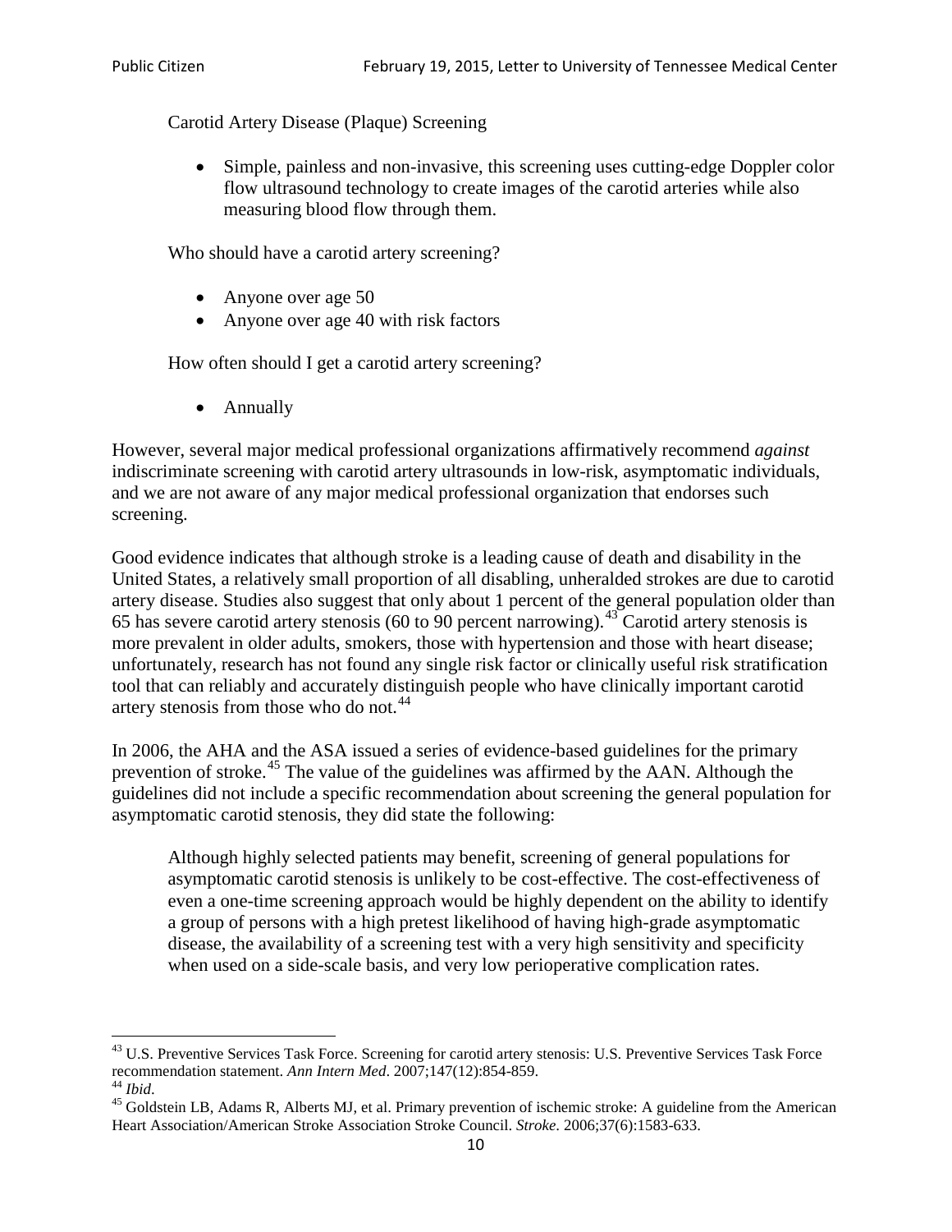Carotid Artery Disease (Plaque) Screening

- Simple, painless and non-invasive, this screening uses cutting-edge Doppler color flow ultrasound technology to create images of the carotid arteries while also measuring blood flow through them.

Who should have a carotid artery screening?

- Anyone over age 50
- Anyone over age 40 with risk factors

How often should I get a carotid artery screening?

- Annually

However, several major medical professional organizations affirmatively recommend *against* indiscriminate screening with carotid artery ultrasounds in low-risk, asymptomatic individuals, and we are not aware of any major medical professional organization that endorses such screening.

Good evidence indicates that although stroke is a leading cause of death and disability in the United States, a relatively small proportion of all disabling, unheralded strokes are due to carotid artery disease. Studies also suggest that only about 1 percent of the general population older than 65 has severe carotid artery stenosis (60 to 90 percent narrowing).[43] Carotid artery stenosis is more prevalent in older adults, smokers, those with hypertension and those with heart disease; unfortunately, research has not found any single risk factor or clinically useful risk stratification tool that can reliably and accurately distinguish people who have clinically important carotid artery stenosis from those who do not.[44]

In 2006, the AHA and the ASA issued a series of evidence-based guidelines for the primary prevention of stroke.[45] The value of the guidelines was affirmed by the AAN. Although the guidelines did not include a specific recommendation about screening the general population for asymptomatic carotid stenosis, they did state the following:

> Although highly selected patients may benefit, screening of general populations for asymptomatic carotid stenosis is unlikely to be cost-effective. The cost-effectiveness of even a one-time screening approach would be highly dependent on the ability to identify a group of persons with a high pretest likelihood of having high-grade asymptomatic disease, the availability of a screening test with a very high sensitivity and specificity when used on a side-scale basis, and very low perioperative complication rates.

---

[43] U.S. Preventive Services Task Force. Screening for carotid artery stenosis: U.S. Preventive Services Task Force recommendation statement. *Ann Intern Med*. 2007;147(12):854-859.

[44] *Ibid*.

[45] Goldstein LB, Adams R, Alberts MJ, et al. Primary prevention of ischemic stroke: A guideline from the American Heart Association/American Stroke Association Stroke Council. *Stroke*. 2006;37(6):1583-633.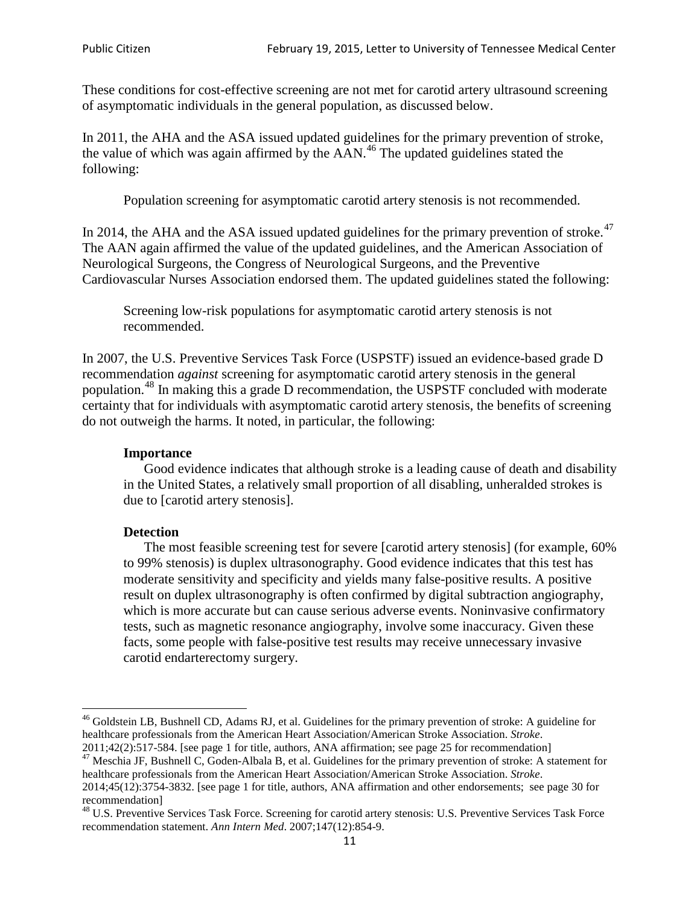These conditions for cost-effective screening are not met for carotid artery ultrasound screening of asymptomatic individuals in the general population, as discussed below.

In 2011, the AHA and the ASA issued updated guidelines for the primary prevention of stroke, the value of which was again affirmed by the AAN.[46] The updated guidelines stated the following:

> Population screening for asymptomatic carotid artery stenosis is not recommended.

In 2014, the AHA and the ASA issued updated guidelines for the primary prevention of stroke.[47] The AAN again affirmed the value of the updated guidelines, and the American Association of Neurological Surgeons, the Congress of Neurological Surgeons, and the Preventive Cardiovascular Nurses Association endorsed them. The updated guidelines stated the following:

> Screening low-risk populations for asymptomatic carotid artery stenosis is not recommended.

In 2007, the U.S. Preventive Services Task Force (USPSTF) issued an evidence-based grade D recommendation *against* screening for asymptomatic carotid artery stenosis in the general population.[48] In making this a grade D recommendation, the USPSTF concluded with moderate certainty that for individuals with asymptomatic carotid artery stenosis, the benefits of screening do not outweigh the harms. It noted, in particular, the following:

> **Importance**
>
> Good evidence indicates that although stroke is a leading cause of death and disability in the United States, a relatively small proportion of all disabling, unheralded strokes is due to [carotid artery stenosis].
>
> **Detection**
>
> The most feasible screening test for severe [carotid artery stenosis] (for example, 60% to 99% stenosis) is duplex ultrasonography. Good evidence indicates that this test has moderate sensitivity and specificity and yields many false-positive results. A positive result on duplex ultrasonography is often confirmed by digital subtraction angiography, which is more accurate but can cause serious adverse events. Noninvasive confirmatory tests, such as magnetic resonance angiography, involve some inaccuracy. Given these facts, some people with false-positive test results may receive unnecessary invasive carotid endarterectomy surgery.

---

[46] Goldstein LB, Bushnell CD, Adams RJ, et al. Guidelines for the primary prevention of stroke: A guideline for healthcare professionals from the American Heart Association/American Stroke Association. *Stroke*. 2011;42(2):517-584. [see page 1 for title, authors, ANA affirmation; see page 25 for recommendation]

[47] Meschia JF, Bushnell C, Goden-Albala B, et al. Guidelines for the primary prevention of stroke: A statement for healthcare professionals from the American Heart Association/American Stroke Association. *Stroke*. 2014;45(12):3754-3832. [see page 1 for title, authors, ANA affirmation and other endorsements; see page 30 for recommendation]

[48] U.S. Preventive Services Task Force. Screening for carotid artery stenosis: U.S. Preventive Services Task Force recommendation statement. *Ann Intern Med*. 2007;147(12):854-9.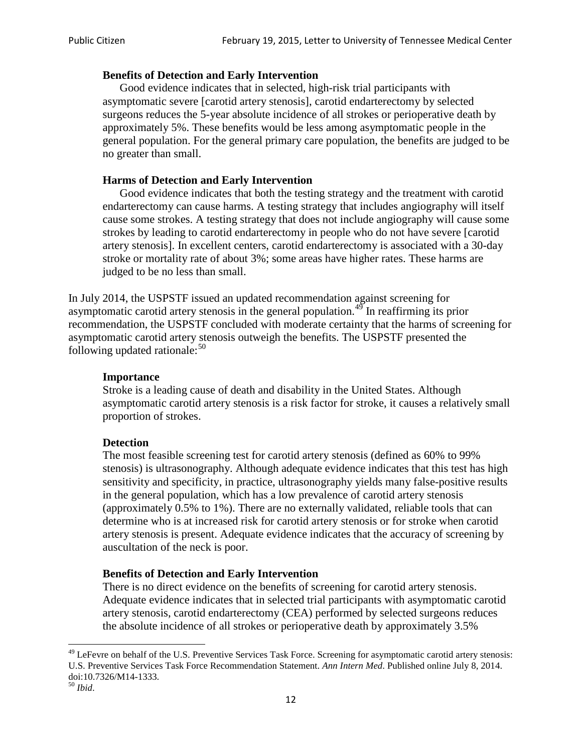> **Benefits of Detection and Early Intervention**
>
> Good evidence indicates that in selected, high-risk trial participants with asymptomatic severe [carotid artery stenosis], carotid endarterectomy by selected surgeons reduces the 5-year absolute incidence of all strokes or perioperative death by approximately 5%. These benefits would be less among asymptomatic people in the general population. For the general primary care population, the benefits are judged to be no greater than small.
>
> **Harms of Detection and Early Intervention**
>
> Good evidence indicates that both the testing strategy and the treatment with carotid endarterectomy can cause harms. A testing strategy that includes angiography will itself cause some strokes. A testing strategy that does not include angiography will cause some strokes by leading to carotid endarterectomy in people who do not have severe [carotid artery stenosis]. In excellent centers, carotid endarterectomy is associated with a 30-day stroke or mortality rate of about 3%; some areas have higher rates. These harms are judged to be no less than small.

In July 2014, the USPSTF issued an updated recommendation against screening for asymptomatic carotid artery stenosis in the general population.[49] In reaffirming its prior recommendation, the USPSTF concluded with moderate certainty that the harms of screening for asymptomatic carotid artery stenosis outweigh the benefits. The USPSTF presented the following updated rationale:[50]

> **Importance**
>
> Stroke is a leading cause of death and disability in the United States. Although asymptomatic carotid artery stenosis is a risk factor for stroke, it causes a relatively small proportion of strokes.
>
> **Detection**
>
> The most feasible screening test for carotid artery stenosis (defined as 60% to 99% stenosis) is ultrasonography. Although adequate evidence indicates that this test has high sensitivity and specificity, in practice, ultrasonography yields many false-positive results in the general population, which has a low prevalence of carotid artery stenosis (approximately 0.5% to 1%). There are no externally validated, reliable tools that can determine who is at increased risk for carotid artery stenosis or for stroke when carotid artery stenosis is present. Adequate evidence indicates that the accuracy of screening by auscultation of the neck is poor.
>
> **Benefits of Detection and Early Intervention**
>
> There is no direct evidence on the benefits of screening for carotid artery stenosis. Adequate evidence indicates that in selected trial participants with asymptomatic carotid artery stenosis, carotid endarterectomy (CEA) performed by selected surgeons reduces the absolute incidence of all strokes or perioperative death by approximately 3.5%

---

[49] LeFevre on behalf of the U.S. Preventive Services Task Force. Screening for asymptomatic carotid artery stenosis: U.S. Preventive Services Task Force Recommendation Statement. *Ann Intern Med*. Published online July 8, 2014. doi:10.7326/M14-1333.

[50] *Ibid*.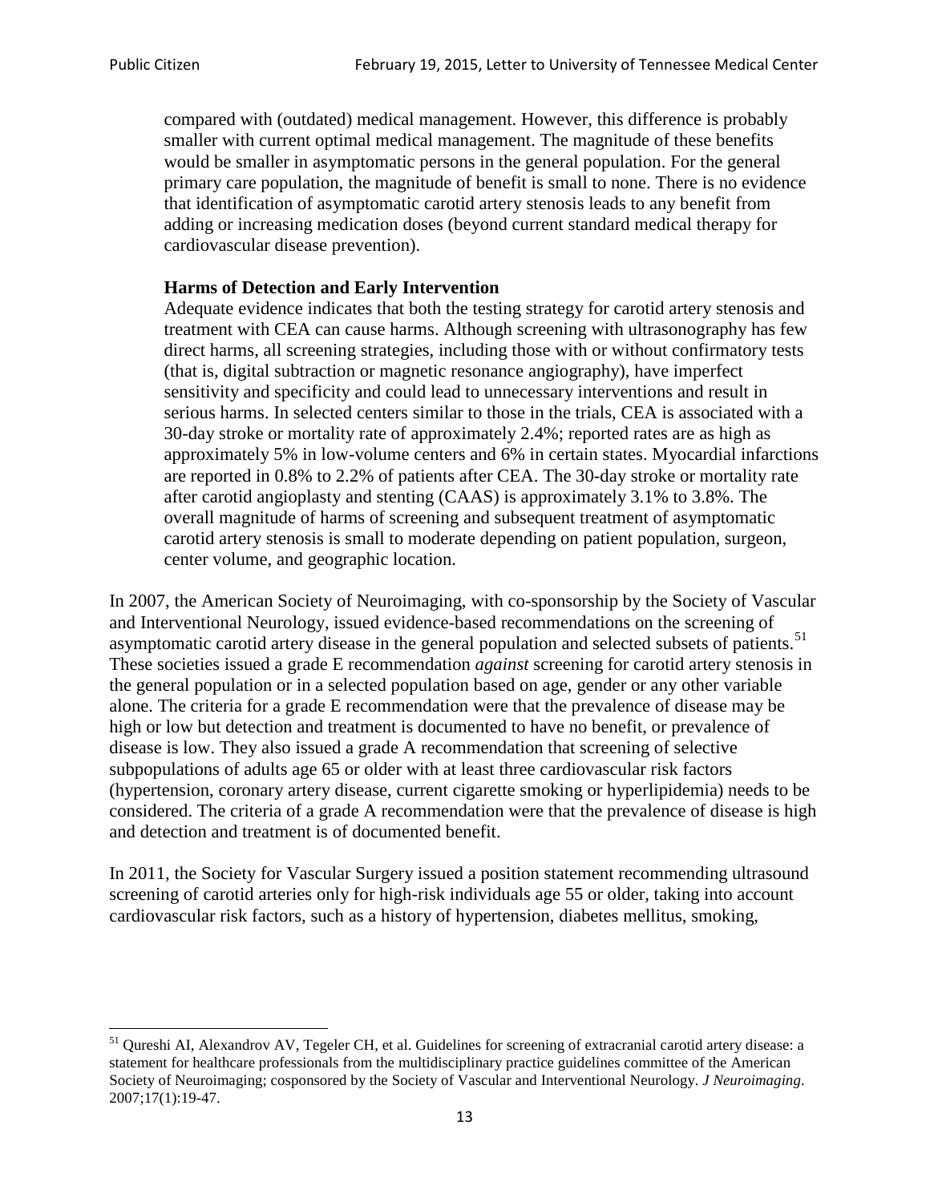> compared with (outdated) medical management. However, this difference is probably smaller with current optimal medical management. The magnitude of these benefits would be smaller in asymptomatic persons in the general population. For the general primary care population, the magnitude of benefit is small to none. There is no evidence that identification of asymptomatic carotid artery stenosis leads to any benefit from adding or increasing medication doses (beyond current standard medical therapy for cardiovascular disease prevention).
>
> **Harms of Detection and Early Intervention**
>
> Adequate evidence indicates that both the testing strategy for carotid artery stenosis and treatment with CEA can cause harms. Although screening with ultrasonography has few direct harms, all screening strategies, including those with or without confirmatory tests (that is, digital subtraction or magnetic resonance angiography), have imperfect sensitivity and specificity and could lead to unnecessary interventions and result in serious harms. In selected centers similar to those in the trials, CEA is associated with a 30-day stroke or mortality rate of approximately 2.4%; reported rates are as high as approximately 5% in low-volume centers and 6% in certain states. Myocardial infarctions are reported in 0.8% to 2.2% of patients after CEA. The 30-day stroke or mortality rate after carotid angioplasty and stenting (CAAS) is approximately 3.1% to 3.8%. The overall magnitude of harms of screening and subsequent treatment of asymptomatic carotid artery stenosis is small to moderate depending on patient population, surgeon, center volume, and geographic location.

In 2007, the American Society of Neuroimaging, with co-sponsorship by the Society of Vascular and Interventional Neurology, issued evidence-based recommendations on the screening of asymptomatic carotid artery disease in the general population and selected subsets of patients.[51] These societies issued a grade E recommendation *against* screening for carotid artery stenosis in the general population or in a selected population based on age, gender or any other variable alone. The criteria for a grade E recommendation were that the prevalence of disease may be high or low but detection and treatment is documented to have no benefit, or prevalence of disease is low. They also issued a grade A recommendation that screening of selective subpopulations of adults age 65 or older with at least three cardiovascular risk factors (hypertension, coronary artery disease, current cigarette smoking or hyperlipidemia) needs to be considered. The criteria of a grade A recommendation were that the prevalence of disease is high and detection and treatment is of documented benefit.

In 2011, the Society for Vascular Surgery issued a position statement recommending ultrasound screening of carotid arteries only for high-risk individuals age 55 or older, taking into account cardiovascular risk factors, such as a history of hypertension, diabetes mellitus, smoking,

---

[51] Qureshi AI, Alexandrov AV, Tegeler CH, et al. Guidelines for screening of extracranial carotid artery disease: a statement for healthcare professionals from the multidisciplinary practice guidelines committee of the American Society of Neuroimaging; cosponsored by the Society of Vascular and Interventional Neurology. *J Neuroimaging*. 2007;17(1):19-47.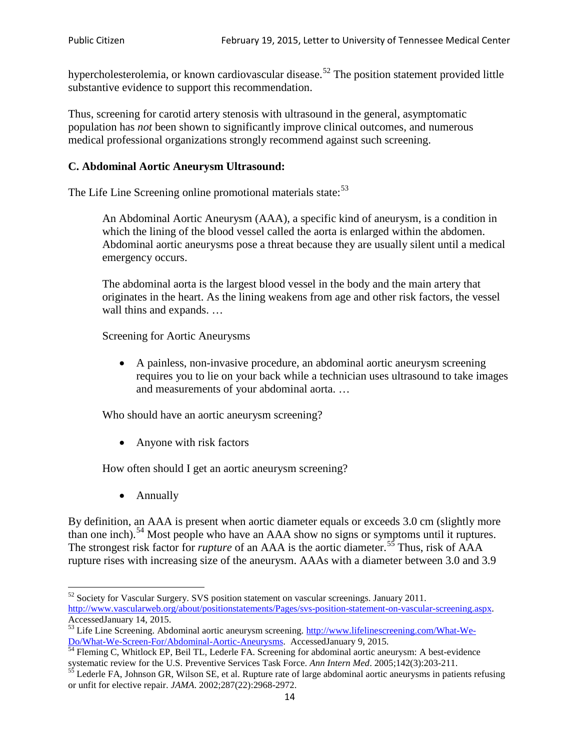hypercholesterolemia, or known cardiovascular disease.[52] The position statement provided little substantive evidence to support this recommendation.

Thus, screening for carotid artery stenosis with ultrasound in the general, asymptomatic population has *not* been shown to significantly improve clinical outcomes, and numerous medical professional organizations strongly recommend against such screening.

### C. Abdominal Aortic Aneurysm Ultrasound:

The Life Line Screening online promotional materials state:[53]

> An Abdominal Aortic Aneurysm (AAA), a specific kind of aneurysm, is a condition in which the lining of the blood vessel called the aorta is enlarged within the abdomen. Abdominal aortic aneurysms pose a threat because they are usually silent until a medical emergency occurs.
>
> The abdominal aorta is the largest blood vessel in the body and the main artery that originates in the heart. As the lining weakens from age and other risk factors, the vessel wall thins and expands. …
>
> Screening for Aortic Aneurysms
>
> - A painless, non-invasive procedure, an abdominal aortic aneurysm screening requires you to lie on your back while a technician uses ultrasound to take images and measurements of your abdominal aorta. …
>
> Who should have an aortic aneurysm screening?
>
> - Anyone with risk factors
>
> How often should I get an aortic aneurysm screening?
>
> - Annually

By definition, an AAA is present when aortic diameter equals or exceeds 3.0 cm (slightly more than one inch).[54] Most people who have an AAA show no signs or symptoms until it ruptures. The strongest risk factor for *rupture* of an AAA is the aortic diameter.[55] Thus, risk of AAA rupture rises with increasing size of the aneurysm. AAAs with a diameter between 3.0 and 3.9

---

[52] Society for Vascular Surgery. SVS position statement on vascular screenings. January 2011. http://www.vascularweb.org/about/positionstatements/Pages/svs-position-statement-on-vascular-screening.aspx. AccessedJanuary 14, 2015.

[53] Life Line Screening. Abdominal aortic aneurysm screening. http://www.lifelinescreening.com/What-We-Do/What-We-Screen-For/Abdominal-Aortic-Aneurysms. AccessedJanuary 9, 2015.

[54] Fleming C, Whitlock EP, Beil TL, Lederle FA. Screening for abdominal aortic aneurysm: A best-evidence systematic review for the U.S. Preventive Services Task Force. *Ann Intern Med*. 2005;142(3):203-211.

[55] Lederle FA, Johnson GR, Wilson SE, et al. Rupture rate of large abdominal aortic aneurysms in patients refusing or unfit for elective repair. *JAMA*. 2002;287(22):2968-2972.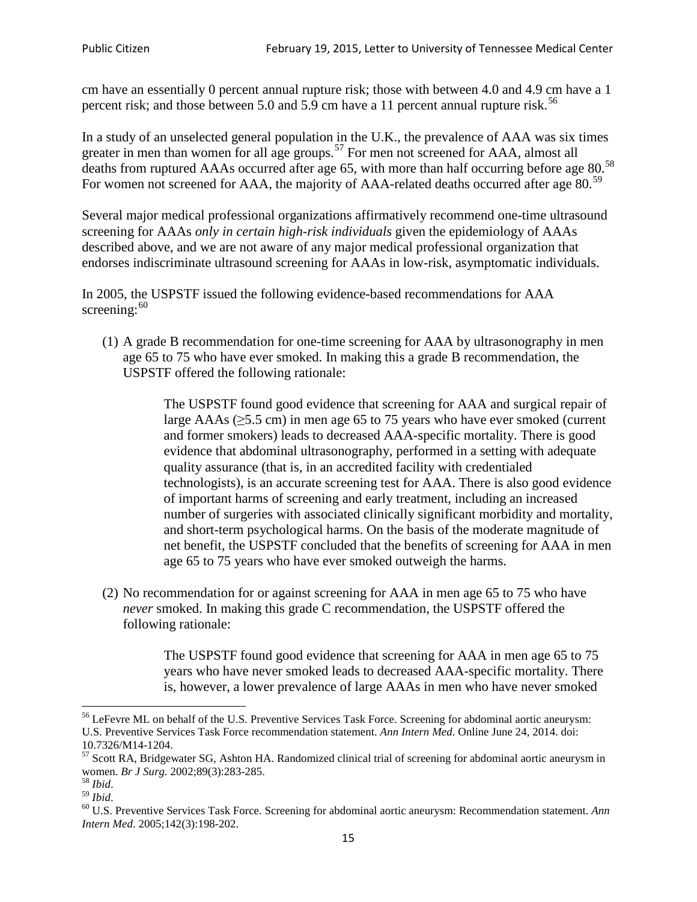cm have an essentially 0 percent annual rupture risk; those with between 4.0 and 4.9 cm have a 1 percent risk; and those between 5.0 and 5.9 cm have a 11 percent annual rupture risk.[56]

In a study of an unselected general population in the U.K., the prevalence of AAA was six times greater in men than women for all age groups.[57] For men not screened for AAA, almost all deaths from ruptured AAAs occurred after age 65, with more than half occurring before age 80.[58] For women not screened for AAA, the majority of AAA-related deaths occurred after age 80.[59]

Several major medical professional organizations affirmatively recommend one-time ultrasound screening for AAAs *only in certain high-risk individuals* given the epidemiology of AAAs described above, and we are not aware of any major medical professional organization that endorses indiscriminate ultrasound screening for AAAs in low-risk, asymptomatic individuals.

In 2005, the USPSTF issued the following evidence-based recommendations for AAA screening:[60]

(1) A grade B recommendation for one-time screening for AAA by ultrasonography in men age 65 to 75 who have ever smoked. In making this a grade B recommendation, the USPSTF offered the following rationale:

> The USPSTF found good evidence that screening for AAA and surgical repair of large AAAs (≥5.5 cm) in men age 65 to 75 years who have ever smoked (current and former smokers) leads to decreased AAA-specific mortality. There is good evidence that abdominal ultrasonography, performed in a setting with adequate quality assurance (that is, in an accredited facility with credentialed technologists), is an accurate screening test for AAA. There is also good evidence of important harms of screening and early treatment, including an increased number of surgeries with associated clinically significant morbidity and mortality, and short-term psychological harms. On the basis of the moderate magnitude of net benefit, the USPSTF concluded that the benefits of screening for AAA in men age 65 to 75 years who have ever smoked outweigh the harms.

(2) No recommendation for or against screening for AAA in men age 65 to 75 who have *never* smoked. In making this grade C recommendation, the USPSTF offered the following rationale:

> The USPSTF found good evidence that screening for AAA in men age 65 to 75 years who have never smoked leads to decreased AAA-specific mortality. There is, however, a lower prevalence of large AAAs in men who have never smoked

---

[56] LeFevre ML on behalf of the U.S. Preventive Services Task Force. Screening for abdominal aortic aneurysm: U.S. Preventive Services Task Force recommendation statement. *Ann Intern Med*. Online June 24, 2014. doi: 10.7326/M14-1204.

[57] Scott RA, Bridgewater SG, Ashton HA. Randomized clinical trial of screening for abdominal aortic aneurysm in women. *Br J Surg.* 2002;89(3):283-285.

[58] *Ibid*.

[59] *Ibid*.

[60] U.S. Preventive Services Task Force. Screening for abdominal aortic aneurysm: Recommendation statement. *Ann Intern Med*. 2005;142(3):198-202.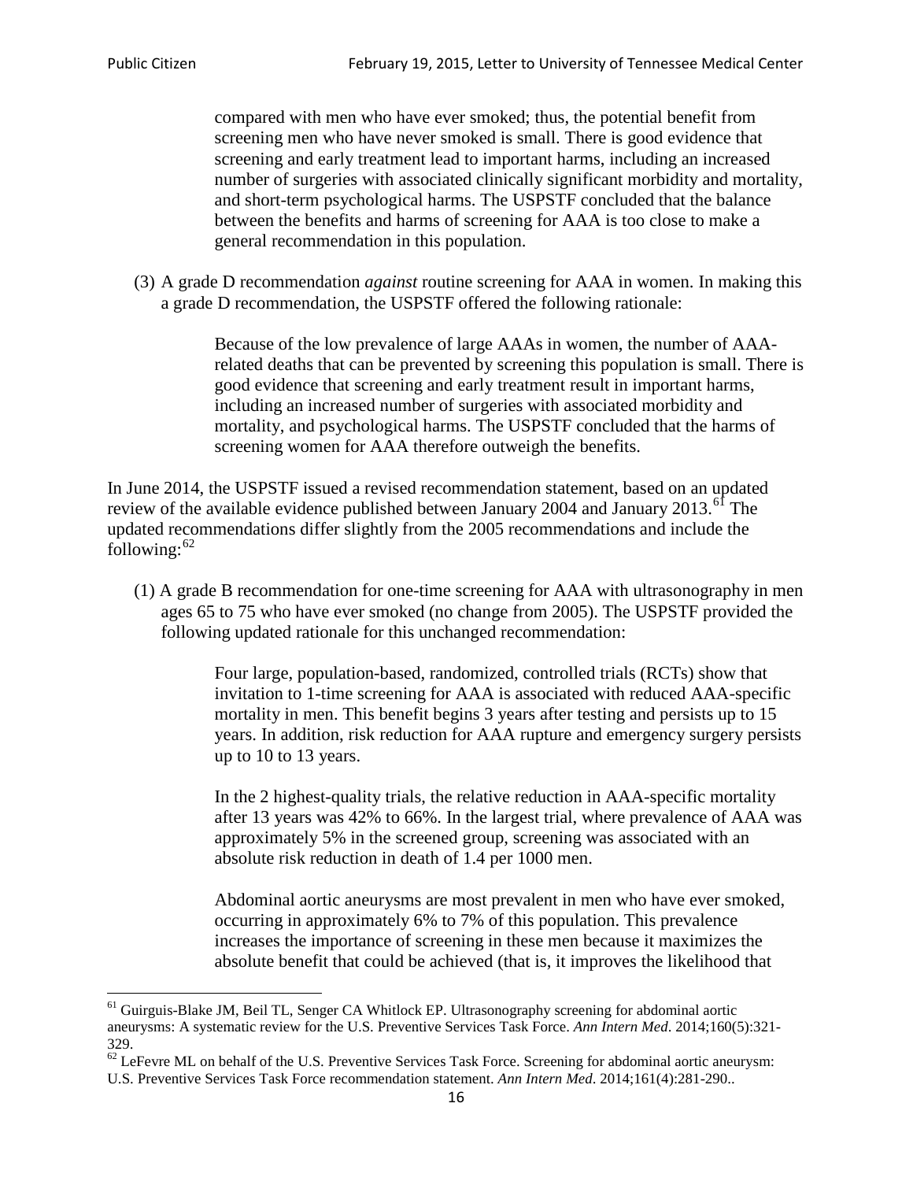> compared with men who have ever smoked; thus, the potential benefit from screening men who have never smoked is small. There is good evidence that screening and early treatment lead to important harms, including an increased number of surgeries with associated clinically significant morbidity and mortality, and short-term psychological harms. The USPSTF concluded that the balance between the benefits and harms of screening for AAA is too close to make a general recommendation in this population.

(3) A grade D recommendation *against* routine screening for AAA in women. In making this a grade D recommendation, the USPSTF offered the following rationale:

> Because of the low prevalence of large AAAs in women, the number of AAA-related deaths that can be prevented by screening this population is small. There is good evidence that screening and early treatment result in important harms, including an increased number of surgeries with associated morbidity and mortality, and psychological harms. The USPSTF concluded that the harms of screening women for AAA therefore outweigh the benefits.

In June 2014, the USPSTF issued a revised recommendation statement, based on an updated review of the available evidence published between January 2004 and January 2013.[61] The updated recommendations differ slightly from the 2005 recommendations and include the following:[62]

(1) A grade B recommendation for one-time screening for AAA with ultrasonography in men ages 65 to 75 who have ever smoked (no change from 2005). The USPSTF provided the following updated rationale for this unchanged recommendation:

> Four large, population-based, randomized, controlled trials (RCTs) show that invitation to 1-time screening for AAA is associated with reduced AAA-specific mortality in men. This benefit begins 3 years after testing and persists up to 15 years. In addition, risk reduction for AAA rupture and emergency surgery persists up to 10 to 13 years.
>
> In the 2 highest-quality trials, the relative reduction in AAA-specific mortality after 13 years was 42% to 66%. In the largest trial, where prevalence of AAA was approximately 5% in the screened group, screening was associated with an absolute risk reduction in death of 1.4 per 1000 men.
>
> Abdominal aortic aneurysms are most prevalent in men who have ever smoked, occurring in approximately 6% to 7% of this population. This prevalence increases the importance of screening in these men because it maximizes the absolute benefit that could be achieved (that is, it improves the likelihood that

---

[61] Guirguis-Blake JM, Beil TL, Senger CA Whitlock EP. Ultrasonography screening for abdominal aortic aneurysms: A systematic review for the U.S. Preventive Services Task Force. *Ann Intern Med*. 2014;160(5):321-329.

[62] LeFevre ML on behalf of the U.S. Preventive Services Task Force. Screening for abdominal aortic aneurysm: U.S. Preventive Services Task Force recommendation statement. *Ann Intern Med*. 2014;161(4):281-290..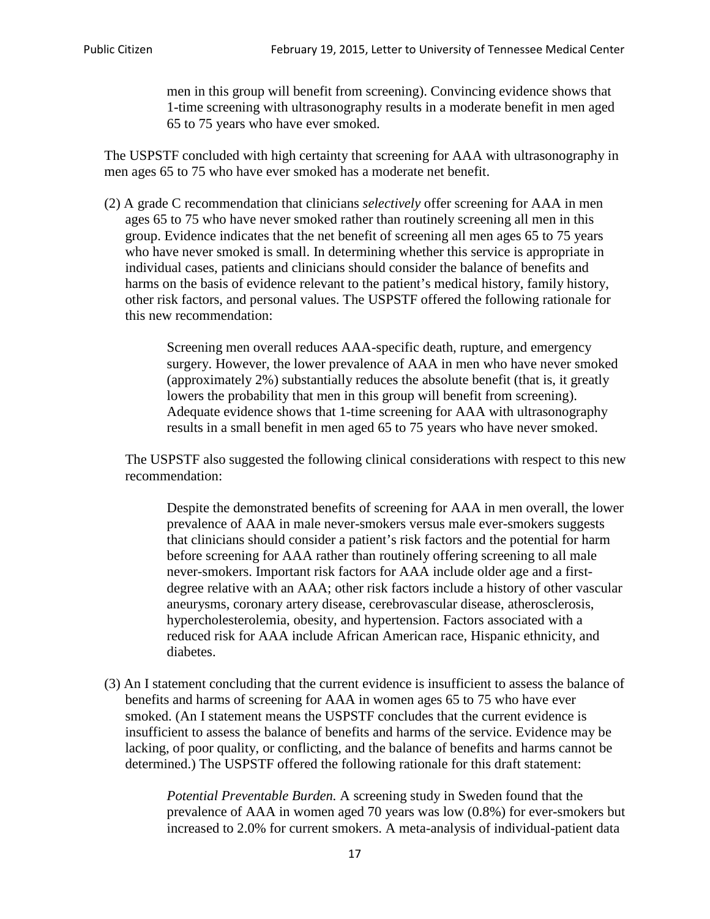> men in this group will benefit from screening). Convincing evidence shows that 1-time screening with ultrasonography results in a moderate benefit in men aged 65 to 75 years who have ever smoked.

The USPSTF concluded with high certainty that screening for AAA with ultrasonography in men ages 65 to 75 who have ever smoked has a moderate net benefit.

(2) A grade C recommendation that clinicians *selectively* offer screening for AAA in men ages 65 to 75 who have never smoked rather than routinely screening all men in this group. Evidence indicates that the net benefit of screening all men ages 65 to 75 years who have never smoked is small. In determining whether this service is appropriate in individual cases, patients and clinicians should consider the balance of benefits and harms on the basis of evidence relevant to the patient's medical history, family history, other risk factors, and personal values. The USPSTF offered the following rationale for this new recommendation:

> Screening men overall reduces AAA-specific death, rupture, and emergency surgery. However, the lower prevalence of AAA in men who have never smoked (approximately 2%) substantially reduces the absolute benefit (that is, it greatly lowers the probability that men in this group will benefit from screening). Adequate evidence shows that 1-time screening for AAA with ultrasonography results in a small benefit in men aged 65 to 75 years who have never smoked.

The USPSTF also suggested the following clinical considerations with respect to this new recommendation:

> Despite the demonstrated benefits of screening for AAA in men overall, the lower prevalence of AAA in male never-smokers versus male ever-smokers suggests that clinicians should consider a patient's risk factors and the potential for harm before screening for AAA rather than routinely offering screening to all male never-smokers. Important risk factors for AAA include older age and a first-degree relative with an AAA; other risk factors include a history of other vascular aneurysms, coronary artery disease, cerebrovascular disease, atherosclerosis, hypercholesterolemia, obesity, and hypertension. Factors associated with a reduced risk for AAA include African American race, Hispanic ethnicity, and diabetes.

(3) An I statement concluding that the current evidence is insufficient to assess the balance of benefits and harms of screening for AAA in women ages 65 to 75 who have ever smoked. (An I statement means the USPSTF concludes that the current evidence is insufficient to assess the balance of benefits and harms of the service. Evidence may be lacking, of poor quality, or conflicting, and the balance of benefits and harms cannot be determined.) The USPSTF offered the following rationale for this draft statement:

> *Potential Preventable Burden.* A screening study in Sweden found that the prevalence of AAA in women aged 70 years was low (0.8%) for ever-smokers but increased to 2.0% for current smokers. A meta-analysis of individual-patient data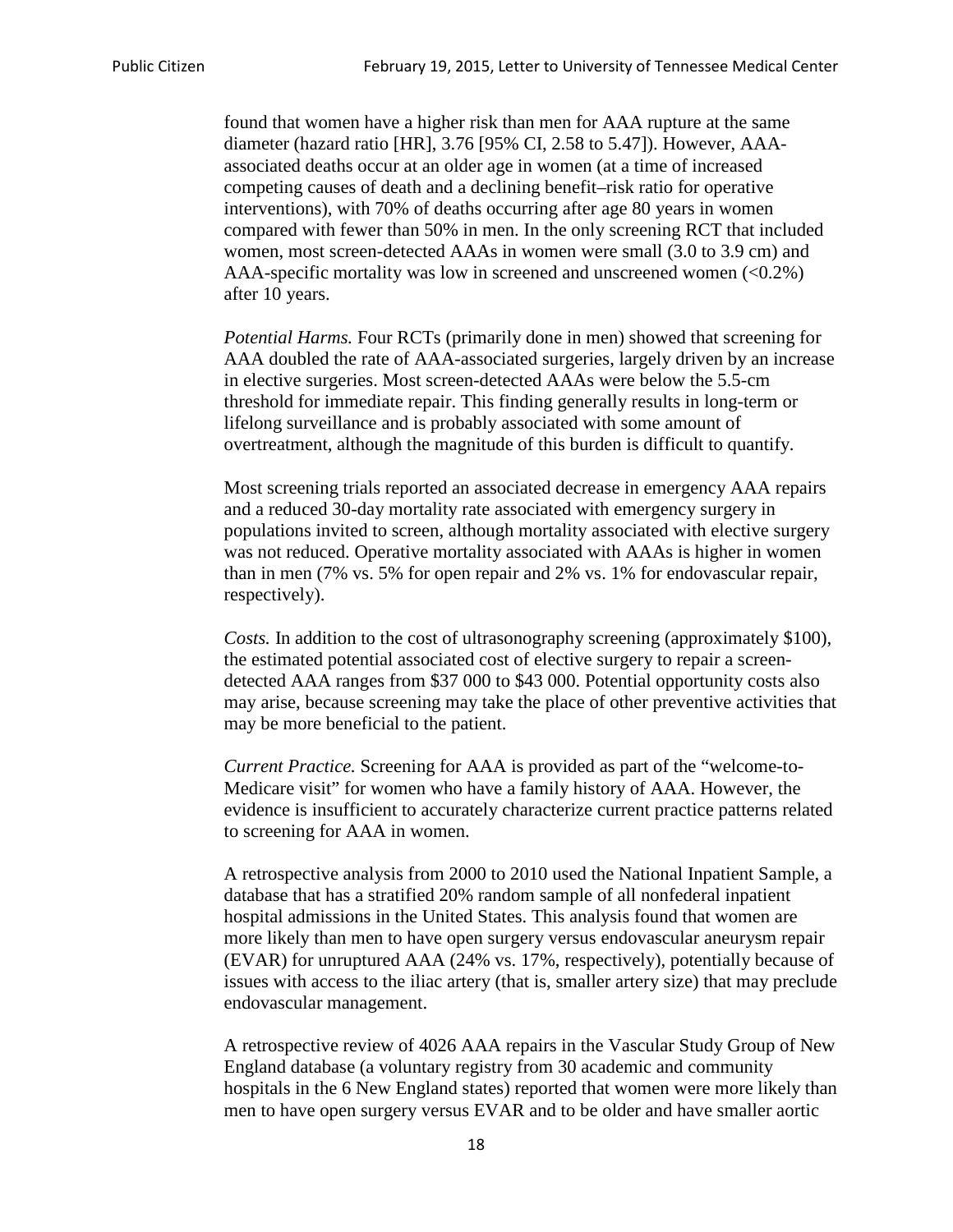found that women have a higher risk than men for AAA rupture at the same diameter (hazard ratio [HR], 3.76 [95% CI, 2.58 to 5.47]). However, AAA-associated deaths occur at an older age in women (at a time of increased competing causes of death and a declining benefit–risk ratio for operative interventions), with 70% of deaths occurring after age 80 years in women compared with fewer than 50% in men. In the only screening RCT that included women, most screen-detected AAAs in women were small (3.0 to 3.9 cm) and AAA-specific mortality was low in screened and unscreened women (<0.2%) after 10 years.

*Potential Harms.* Four RCTs (primarily done in men) showed that screening for AAA doubled the rate of AAA-associated surgeries, largely driven by an increase in elective surgeries. Most screen-detected AAAs were below the 5.5-cm threshold for immediate repair. This finding generally results in long-term or lifelong surveillance and is probably associated with some amount of overtreatment, although the magnitude of this burden is difficult to quantify.

Most screening trials reported an associated decrease in emergency AAA repairs and a reduced 30-day mortality rate associated with emergency surgery in populations invited to screen, although mortality associated with elective surgery was not reduced. Operative mortality associated with AAAs is higher in women than in men (7% vs. 5% for open repair and 2% vs. 1% for endovascular repair, respectively).

*Costs.* In addition to the cost of ultrasonography screening (approximately $100), the estimated potential associated cost of elective surgery to repair a screen-detected AAA ranges from $37 000 to $43 000. Potential opportunity costs also may arise, because screening may take the place of other preventive activities that may be more beneficial to the patient.

*Current Practice.* Screening for AAA is provided as part of the "welcome-to-Medicare visit" for women who have a family history of AAA. However, the evidence is insufficient to accurately characterize current practice patterns related to screening for AAA in women.

A retrospective analysis from 2000 to 2010 used the National Inpatient Sample, a database that has a stratified 20% random sample of all nonfederal inpatient hospital admissions in the United States. This analysis found that women are more likely than men to have open surgery versus endovascular aneurysm repair (EVAR) for unruptured AAA (24% vs. 17%, respectively), potentially because of issues with access to the iliac artery (that is, smaller artery size) that may preclude endovascular management.

A retrospective review of 4026 AAA repairs in the Vascular Study Group of New England database (a voluntary registry from 30 academic and community hospitals in the 6 New England states) reported that women were more likely than men to have open surgery versus EVAR and to be older and have smaller aortic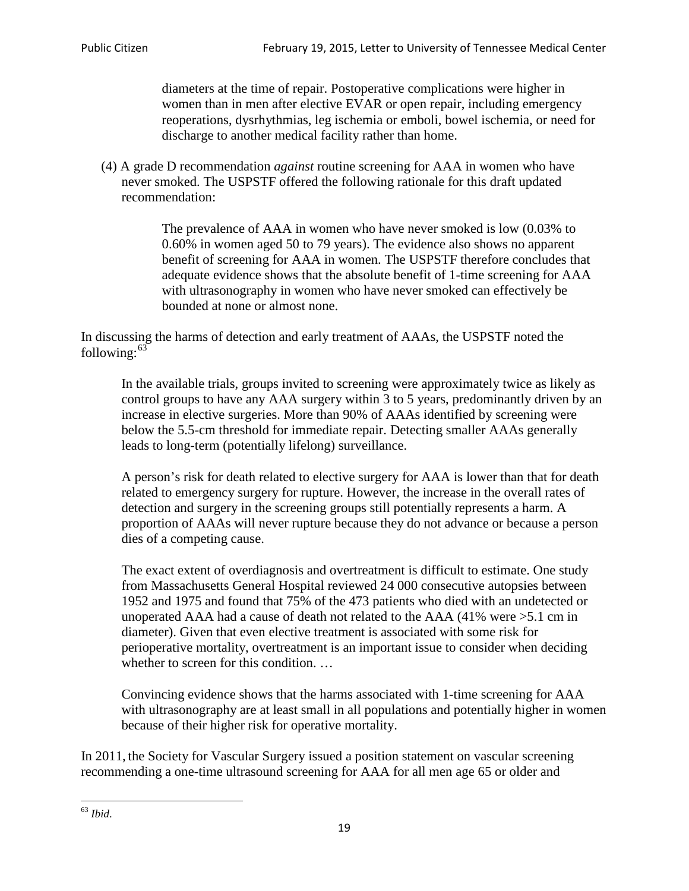> diameters at the time of repair. Postoperative complications were higher in women than in men after elective EVAR or open repair, including emergency reoperations, dysrhythmias, leg ischemia or emboli, bowel ischemia, or need for discharge to another medical facility rather than home.

(4) A grade D recommendation *against* routine screening for AAA in women who have never smoked. The USPSTF offered the following rationale for this draft updated recommendation:

> The prevalence of AAA in women who have never smoked is low (0.03% to 0.60% in women aged 50 to 79 years). The evidence also shows no apparent benefit of screening for AAA in women. The USPSTF therefore concludes that adequate evidence shows that the absolute benefit of 1-time screening for AAA with ultrasonography in women who have never smoked can effectively be bounded at none or almost none.

In discussing the harms of detection and early treatment of AAAs, the USPSTF noted the following:[63]

> In the available trials, groups invited to screening were approximately twice as likely as control groups to have any AAA surgery within 3 to 5 years, predominantly driven by an increase in elective surgeries. More than 90% of AAAs identified by screening were below the 5.5-cm threshold for immediate repair. Detecting smaller AAAs generally leads to long-term (potentially lifelong) surveillance.
>
> A person's risk for death related to elective surgery for AAA is lower than that for death related to emergency surgery for rupture. However, the increase in the overall rates of detection and surgery in the screening groups still potentially represents a harm. A proportion of AAAs will never rupture because they do not advance or because a person dies of a competing cause.
>
> The exact extent of overdiagnosis and overtreatment is difficult to estimate. One study from Massachusetts General Hospital reviewed 24 000 consecutive autopsies between 1952 and 1975 and found that 75% of the 473 patients who died with an undetected or unoperated AAA had a cause of death not related to the AAA (41% were >5.1 cm in diameter). Given that even elective treatment is associated with some risk for perioperative mortality, overtreatment is an important issue to consider when deciding whether to screen for this condition. …
>
> Convincing evidence shows that the harms associated with 1-time screening for AAA with ultrasonography are at least small in all populations and potentially higher in women because of their higher risk for operative mortality.

In 2011, the Society for Vascular Surgery issued a position statement on vascular screening recommending a one-time ultrasound screening for AAA for all men age 65 or older and

[63] *Ibid*.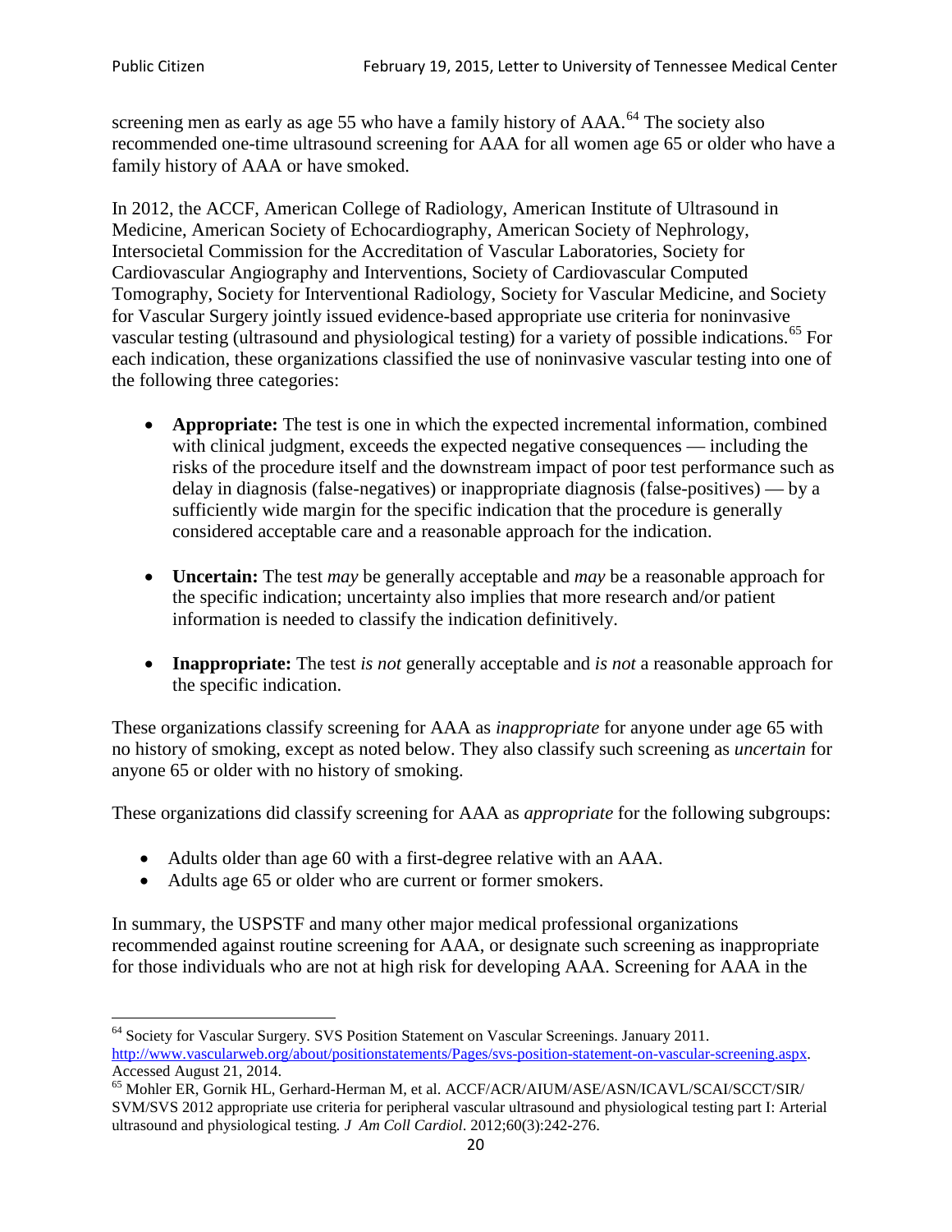screening men as early as age 55 who have a family history of AAA.[64] The society also recommended one-time ultrasound screening for AAA for all women age 65 or older who have a family history of AAA or have smoked.

In 2012, the ACCF, American College of Radiology, American Institute of Ultrasound in Medicine, American Society of Echocardiography, American Society of Nephrology, Intersocietal Commission for the Accreditation of Vascular Laboratories, Society for Cardiovascular Angiography and Interventions, Society of Cardiovascular Computed Tomography, Society for Interventional Radiology, Society for Vascular Medicine, and Society for Vascular Surgery jointly issued evidence-based appropriate use criteria for noninvasive vascular testing (ultrasound and physiological testing) for a variety of possible indications.[65] For each indication, these organizations classified the use of noninvasive vascular testing into one of the following three categories:

- **Appropriate:** The test is one in which the expected incremental information, combined with clinical judgment, exceeds the expected negative consequences — including the risks of the procedure itself and the downstream impact of poor test performance such as delay in diagnosis (false-negatives) or inappropriate diagnosis (false-positives) — by a sufficiently wide margin for the specific indication that the procedure is generally considered acceptable care and a reasonable approach for the indication.

- **Uncertain:** The test *may* be generally acceptable and *may* be a reasonable approach for the specific indication; uncertainty also implies that more research and/or patient information is needed to classify the indication definitively.

- **Inappropriate:** The test *is not* generally acceptable and *is not* a reasonable approach for the specific indication.

These organizations classify screening for AAA as *inappropriate* for anyone under age 65 with no history of smoking, except as noted below. They also classify such screening as *uncertain* for anyone 65 or older with no history of smoking.

These organizations did classify screening for AAA as *appropriate* for the following subgroups:

- Adults older than age 60 with a first-degree relative with an AAA.
- Adults age 65 or older who are current or former smokers.

In summary, the USPSTF and many other major medical professional organizations recommended against routine screening for AAA, or designate such screening as inappropriate for those individuals who are not at high risk for developing AAA. Screening for AAA in the

---

[64] Society for Vascular Surgery. SVS Position Statement on Vascular Screenings. January 2011. http://www.vascularweb.org/about/positionstatements/Pages/svs-position-statement-on-vascular-screening.aspx. Accessed August 21, 2014.

[65] Mohler ER, Gornik HL, Gerhard-Herman M, et al. ACCF/ACR/AIUM/ASE/ASN/ICAVL/SCAI/SCCT/SIR/SVM/SVS 2012 appropriate use criteria for peripheral vascular ultrasound and physiological testing part I: Arterial ultrasound and physiological testing. *J Am Coll Cardiol*. 2012;60(3):242-276.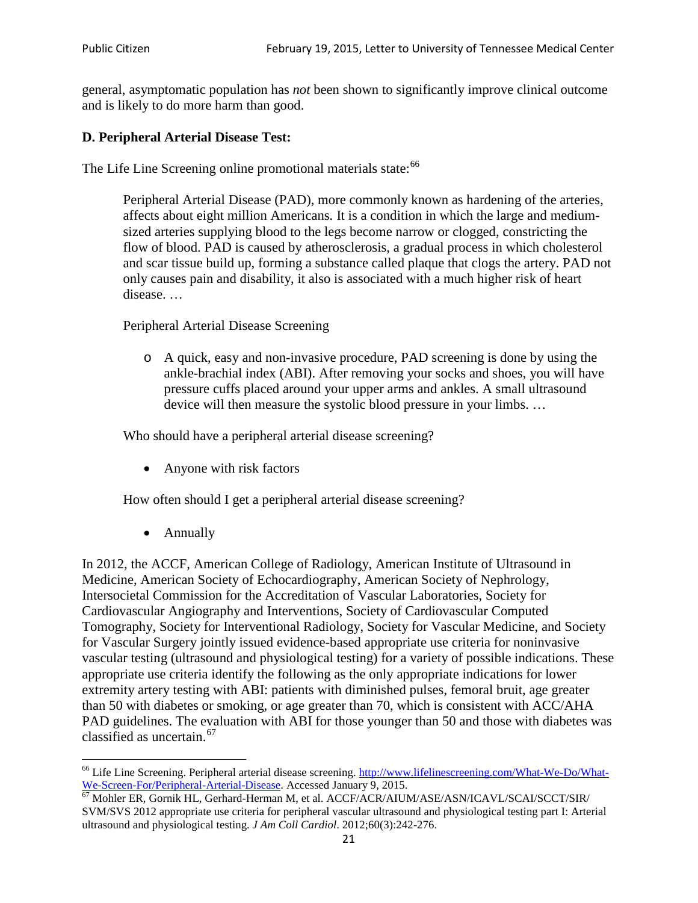general, asymptomatic population has *not* been shown to significantly improve clinical outcome and is likely to do more harm than good.

### D. Peripheral Arterial Disease Test:

The Life Line Screening online promotional materials state:[66]

> Peripheral Arterial Disease (PAD), more commonly known as hardening of the arteries, affects about eight million Americans. It is a condition in which the large and medium-sized arteries supplying blood to the legs become narrow or clogged, constricting the flow of blood. PAD is caused by atherosclerosis, a gradual process in which cholesterol and scar tissue build up, forming a substance called plaque that clogs the artery. PAD not only causes pain and disability, it also is associated with a much higher risk of heart disease. …
>
> Peripheral Arterial Disease Screening
>
> - A quick, easy and non-invasive procedure, PAD screening is done by using the ankle-brachial index (ABI). After removing your socks and shoes, you will have pressure cuffs placed around your upper arms and ankles. A small ultrasound device will then measure the systolic blood pressure in your limbs. …
>
> Who should have a peripheral arterial disease screening?
>
> - Anyone with risk factors
>
> How often should I get a peripheral arterial disease screening?
>
> - Annually

In 2012, the ACCF, American College of Radiology, American Institute of Ultrasound in Medicine, American Society of Echocardiography, American Society of Nephrology, Intersocietal Commission for the Accreditation of Vascular Laboratories, Society for Cardiovascular Angiography and Interventions, Society of Cardiovascular Computed Tomography, Society for Interventional Radiology, Society for Vascular Medicine, and Society for Vascular Surgery jointly issued evidence-based appropriate use criteria for noninvasive vascular testing (ultrasound and physiological testing) for a variety of possible indications. These appropriate use criteria identify the following as the only appropriate indications for lower extremity artery testing with ABI: patients with diminished pulses, femoral bruit, age greater than 50 with diabetes or smoking, or age greater than 70, which is consistent with ACC/AHA PAD guidelines. The evaluation with ABI for those younger than 50 and those with diabetes was classified as uncertain.[67]

---

[66] Life Line Screening. Peripheral arterial disease screening. http://www.lifelinescreening.com/What-We-Do/What-We-Screen-For/Peripheral-Arterial-Disease. Accessed January 9, 2015.

[67] Mohler ER, Gornik HL, Gerhard-Herman M, et al. ACCF/ACR/AIUM/ASE/ASN/ICAVL/SCAI/SCCT/SIR/SVM/SVS 2012 appropriate use criteria for peripheral vascular ultrasound and physiological testing part I: Arterial ultrasound and physiological testing. *J Am Coll Cardiol*. 2012;60(3):242-276.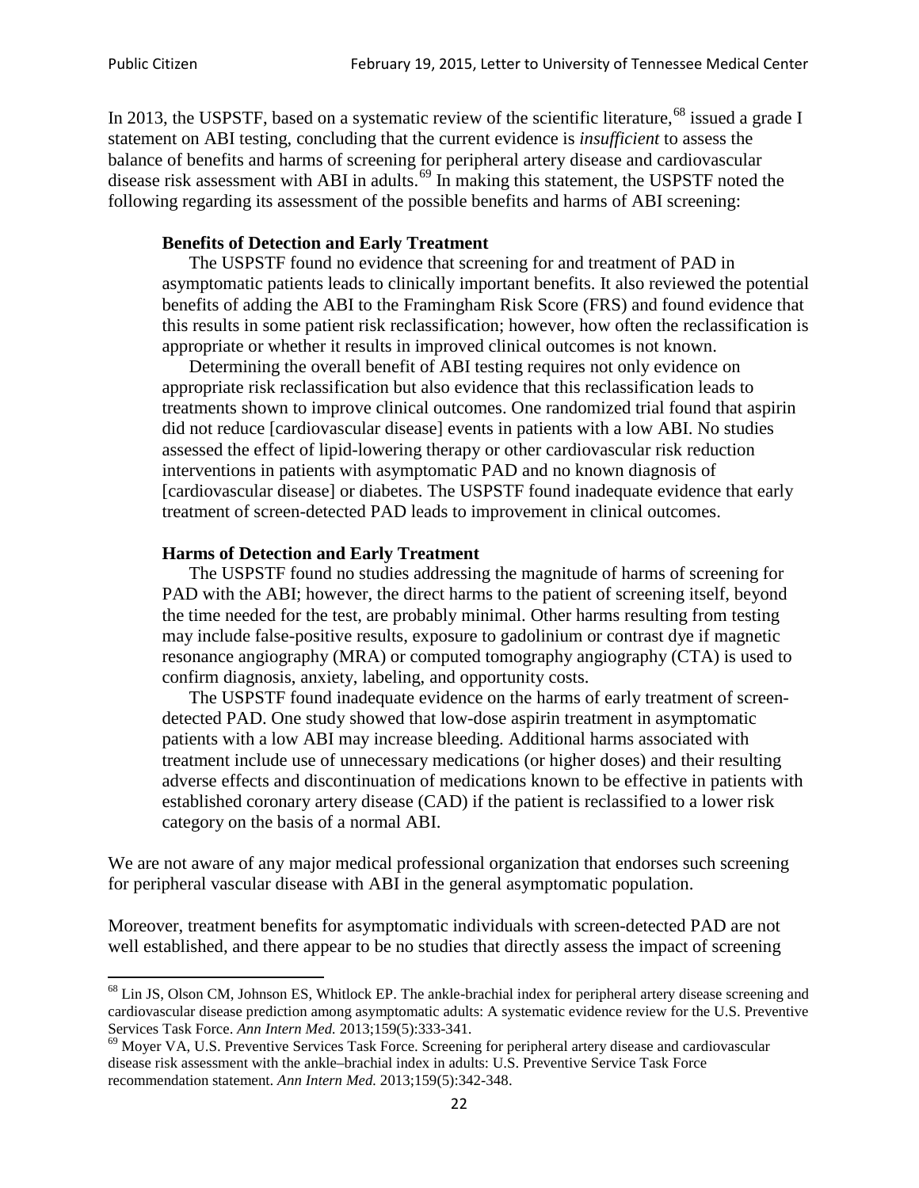In 2013, the USPSTF, based on a systematic review of the scientific literature,[68] issued a grade I statement on ABI testing, concluding that the current evidence is *insufficient* to assess the balance of benefits and harms of screening for peripheral artery disease and cardiovascular disease risk assessment with ABI in adults.[69] In making this statement, the USPSTF noted the following regarding its assessment of the possible benefits and harms of ABI screening:

> **Benefits of Detection and Early Treatment**
>
> The USPSTF found no evidence that screening for and treatment of PAD in asymptomatic patients leads to clinically important benefits. It also reviewed the potential benefits of adding the ABI to the Framingham Risk Score (FRS) and found evidence that this results in some patient risk reclassification; however, how often the reclassification is appropriate or whether it results in improved clinical outcomes is not known.
>
> Determining the overall benefit of ABI testing requires not only evidence on appropriate risk reclassification but also evidence that this reclassification leads to treatments shown to improve clinical outcomes. One randomized trial found that aspirin did not reduce [cardiovascular disease] events in patients with a low ABI. No studies assessed the effect of lipid-lowering therapy or other cardiovascular risk reduction interventions in patients with asymptomatic PAD and no known diagnosis of [cardiovascular disease] or diabetes. The USPSTF found inadequate evidence that early treatment of screen-detected PAD leads to improvement in clinical outcomes.
>
> **Harms of Detection and Early Treatment**
>
> The USPSTF found no studies addressing the magnitude of harms of screening for PAD with the ABI; however, the direct harms to the patient of screening itself, beyond the time needed for the test, are probably minimal. Other harms resulting from testing may include false-positive results, exposure to gadolinium or contrast dye if magnetic resonance angiography (MRA) or computed tomography angiography (CTA) is used to confirm diagnosis, anxiety, labeling, and opportunity costs.
>
> The USPSTF found inadequate evidence on the harms of early treatment of screen-detected PAD. One study showed that low-dose aspirin treatment in asymptomatic patients with a low ABI may increase bleeding. Additional harms associated with treatment include use of unnecessary medications (or higher doses) and their resulting adverse effects and discontinuation of medications known to be effective in patients with established coronary artery disease (CAD) if the patient is reclassified to a lower risk category on the basis of a normal ABI.

We are not aware of any major medical professional organization that endorses such screening for peripheral vascular disease with ABI in the general asymptomatic population.

Moreover, treatment benefits for asymptomatic individuals with screen-detected PAD are not well established, and there appear to be no studies that directly assess the impact of screening

---

[68] Lin JS, Olson CM, Johnson ES, Whitlock EP. The ankle-brachial index for peripheral artery disease screening and cardiovascular disease prediction among asymptomatic adults: A systematic evidence review for the U.S. Preventive Services Task Force. *Ann Intern Med.* 2013;159(5):333-341.

[69] Moyer VA, U.S. Preventive Services Task Force. Screening for peripheral artery disease and cardiovascular disease risk assessment with the ankle–brachial index in adults: U.S. Preventive Service Task Force recommendation statement. *Ann Intern Med.* 2013;159(5):342-348.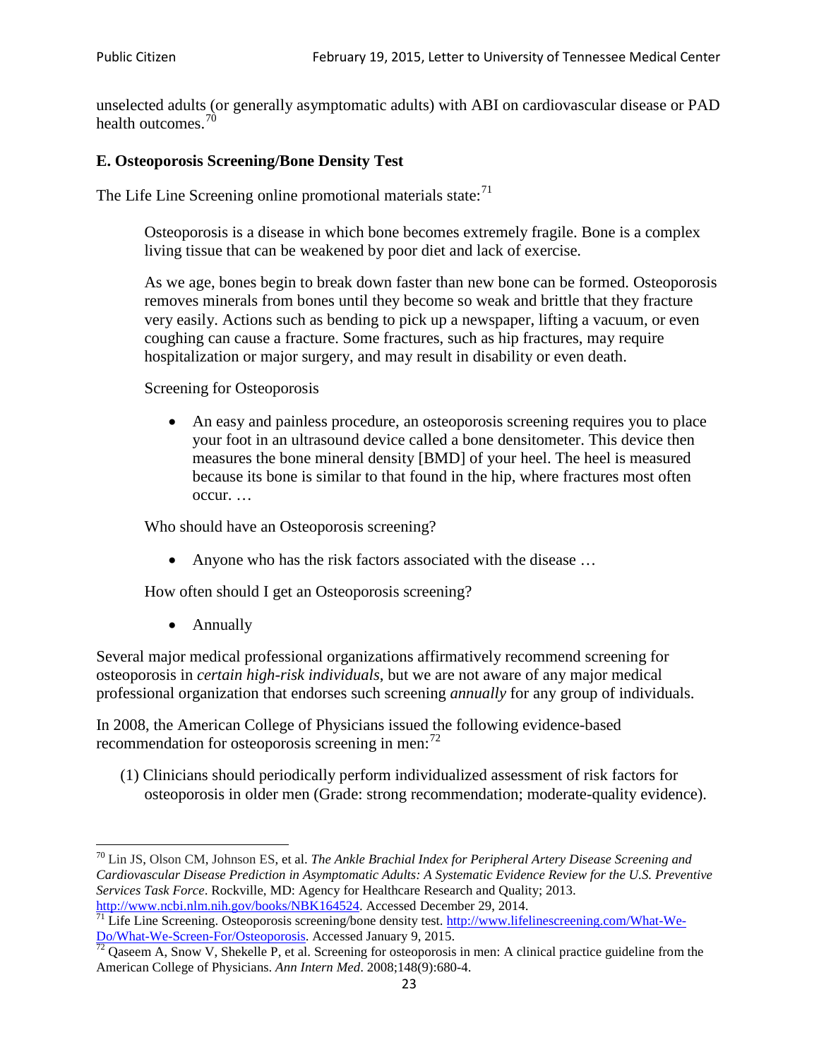unselected adults (or generally asymptomatic adults) with ABI on cardiovascular disease or PAD health outcomes.[70]

### E. Osteoporosis Screening/Bone Density Test

The Life Line Screening online promotional materials state:[71]

> Osteoporosis is a disease in which bone becomes extremely fragile. Bone is a complex living tissue that can be weakened by poor diet and lack of exercise.
>
> As we age, bones begin to break down faster than new bone can be formed. Osteoporosis removes minerals from bones until they become so weak and brittle that they fracture very easily. Actions such as bending to pick up a newspaper, lifting a vacuum, or even coughing can cause a fracture. Some fractures, such as hip fractures, may require hospitalization or major surgery, and may result in disability or even death.
>
> Screening for Osteoporosis
>
> - An easy and painless procedure, an osteoporosis screening requires you to place your foot in an ultrasound device called a bone densitometer. This device then measures the bone mineral density [BMD] of your heel. The heel is measured because its bone is similar to that found in the hip, where fractures most often occur. …
>
> Who should have an Osteoporosis screening?
>
> - Anyone who has the risk factors associated with the disease …
>
> How often should I get an Osteoporosis screening?
>
> - Annually

Several major medical professional organizations affirmatively recommend screening for osteoporosis in *certain high-risk individuals*, but we are not aware of any major medical professional organization that endorses such screening *annually* for any group of individuals.

In 2008, the American College of Physicians issued the following evidence-based recommendation for osteoporosis screening in men:[72]

(1) Clinicians should periodically perform individualized assessment of risk factors for osteoporosis in older men (Grade: strong recommendation; moderate-quality evidence).

---

[70] Lin JS, Olson CM, Johnson ES, et al. *The Ankle Brachial Index for Peripheral Artery Disease Screening and Cardiovascular Disease Prediction in Asymptomatic Adults: A Systematic Evidence Review for the U.S. Preventive Services Task Force*. Rockville, MD: Agency for Healthcare Research and Quality; 2013. http://www.ncbi.nlm.nih.gov/books/NBK164524. Accessed December 29, 2014.

[71] Life Line Screening. Osteoporosis screening/bone density test. http://www.lifelinescreening.com/What-We-Do/What-We-Screen-For/Osteoporosis. Accessed January 9, 2015.

[72] Qaseem A, Snow V, Shekelle P, et al. Screening for osteoporosis in men: A clinical practice guideline from the American College of Physicians. *Ann Intern Med*. 2008;148(9):680-4.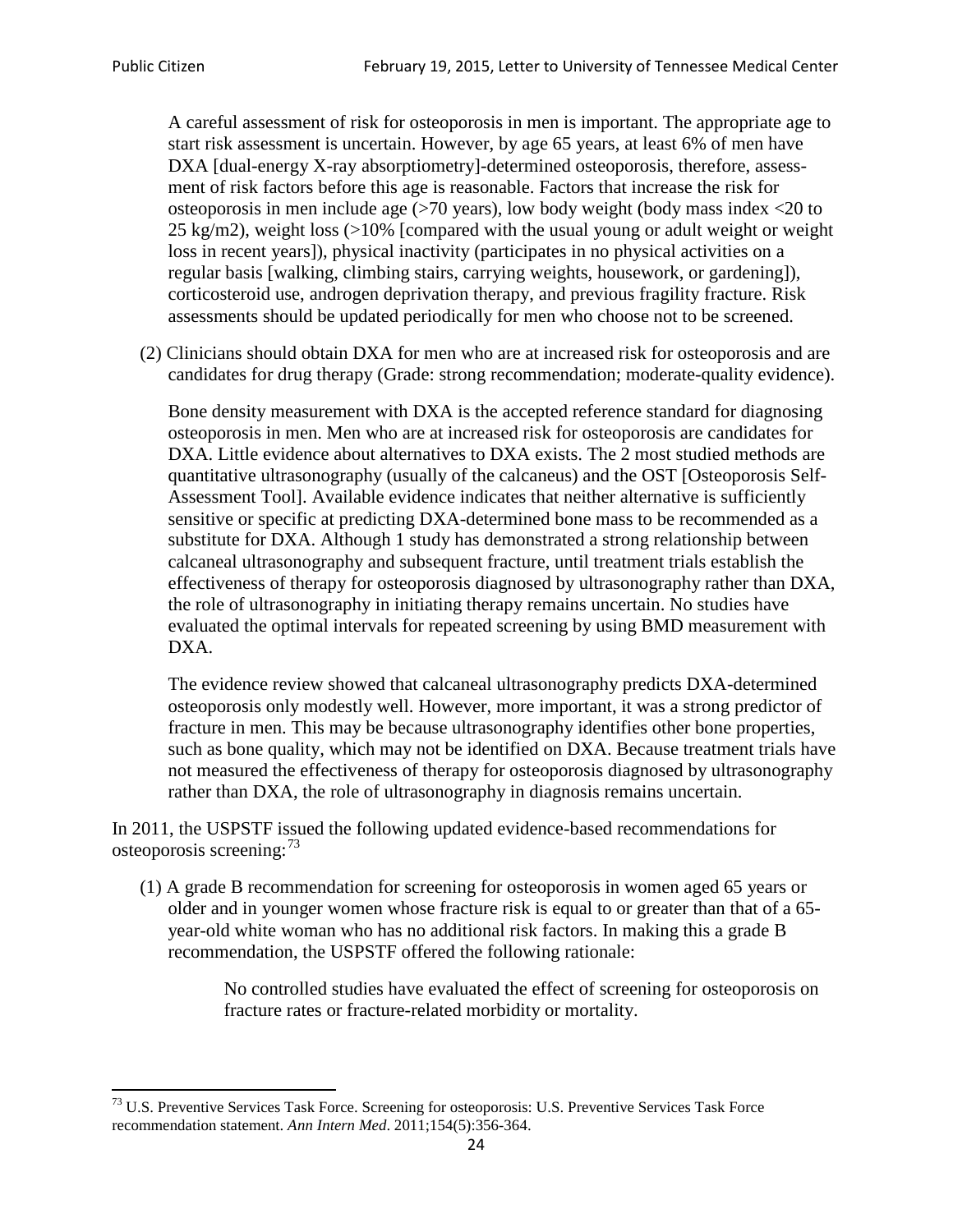A careful assessment of risk for osteoporosis in men is important. The appropriate age to start risk assessment is uncertain. However, by age 65 years, at least 6% of men have DXA [dual-energy X-ray absorptiometry]-determined osteoporosis, therefore, assessment of risk factors before this age is reasonable. Factors that increase the risk for osteoporosis in men include age (>70 years), low body weight (body mass index <20 to 25 kg/m2), weight loss (>10% [compared with the usual young or adult weight or weight loss in recent years]), physical inactivity (participates in no physical activities on a regular basis [walking, climbing stairs, carrying weights, housework, or gardening]), corticosteroid use, androgen deprivation therapy, and previous fragility fracture. Risk assessments should be updated periodically for men who choose not to be screened.

(2) Clinicians should obtain DXA for men who are at increased risk for osteoporosis and are candidates for drug therapy (Grade: strong recommendation; moderate-quality evidence).

Bone density measurement with DXA is the accepted reference standard for diagnosing osteoporosis in men. Men who are at increased risk for osteoporosis are candidates for DXA. Little evidence about alternatives to DXA exists. The 2 most studied methods are quantitative ultrasonography (usually of the calcaneus) and the OST [Osteoporosis Self-Assessment Tool]. Available evidence indicates that neither alternative is sufficiently sensitive or specific at predicting DXA-determined bone mass to be recommended as a substitute for DXA. Although 1 study has demonstrated a strong relationship between calcaneal ultrasonography and subsequent fracture, until treatment trials establish the effectiveness of therapy for osteoporosis diagnosed by ultrasonography rather than DXA, the role of ultrasonography in initiating therapy remains uncertain. No studies have evaluated the optimal intervals for repeated screening by using BMD measurement with DXA.

The evidence review showed that calcaneal ultrasonography predicts DXA-determined osteoporosis only modestly well. However, more important, it was a strong predictor of fracture in men. This may be because ultrasonography identifies other bone properties, such as bone quality, which may not be identified on DXA. Because treatment trials have not measured the effectiveness of therapy for osteoporosis diagnosed by ultrasonography rather than DXA, the role of ultrasonography in diagnosis remains uncertain.

In 2011, the USPSTF issued the following updated evidence-based recommendations for osteoporosis screening:[73]

(1) A grade B recommendation for screening for osteoporosis in women aged 65 years or older and in younger women whose fracture risk is equal to or greater than that of a 65-year-old white woman who has no additional risk factors. In making this a grade B recommendation, the USPSTF offered the following rationale:

> No controlled studies have evaluated the effect of screening for osteoporosis on fracture rates or fracture-related morbidity or mortality.

---

[73] U.S. Preventive Services Task Force. Screening for osteoporosis: U.S. Preventive Services Task Force recommendation statement. *Ann Intern Med*. 2011;154(5):356-364.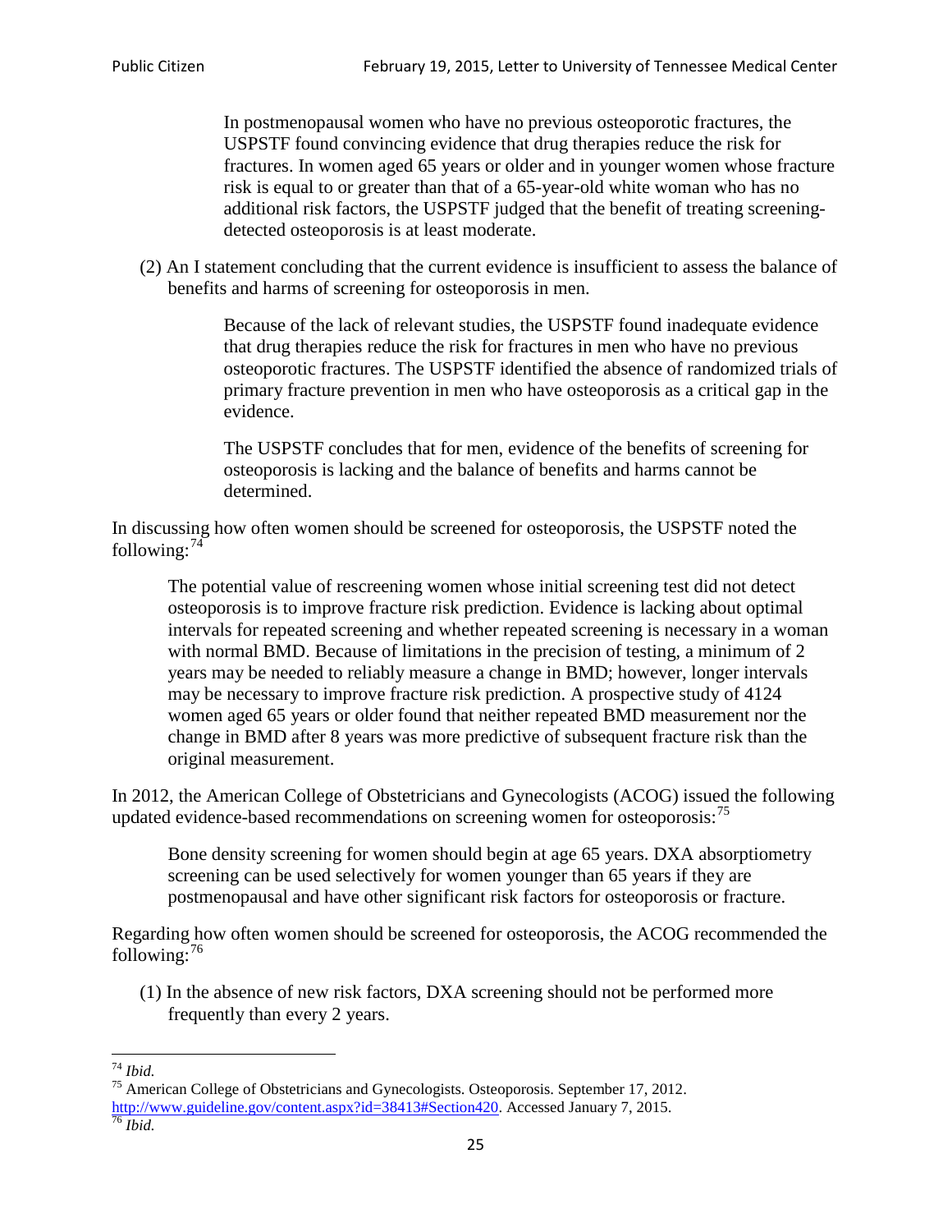> In postmenopausal women who have no previous osteoporotic fractures, the USPSTF found convincing evidence that drug therapies reduce the risk for fractures. In women aged 65 years or older and in younger women whose fracture risk is equal to or greater than that of a 65-year-old white woman who has no additional risk factors, the USPSTF judged that the benefit of treating screening-detected osteoporosis is at least moderate.

(2) An I statement concluding that the current evidence is insufficient to assess the balance of benefits and harms of screening for osteoporosis in men.

> Because of the lack of relevant studies, the USPSTF found inadequate evidence that drug therapies reduce the risk for fractures in men who have no previous osteoporotic fractures. The USPSTF identified the absence of randomized trials of primary fracture prevention in men who have osteoporosis as a critical gap in the evidence.
>
> The USPSTF concludes that for men, evidence of the benefits of screening for osteoporosis is lacking and the balance of benefits and harms cannot be determined.

In discussing how often women should be screened for osteoporosis, the USPSTF noted the following:[74]

> The potential value of rescreening women whose initial screening test did not detect osteoporosis is to improve fracture risk prediction. Evidence is lacking about optimal intervals for repeated screening and whether repeated screening is necessary in a woman with normal BMD. Because of limitations in the precision of testing, a minimum of 2 years may be needed to reliably measure a change in BMD; however, longer intervals may be necessary to improve fracture risk prediction. A prospective study of 4124 women aged 65 years or older found that neither repeated BMD measurement nor the change in BMD after 8 years was more predictive of subsequent fracture risk than the original measurement.

In 2012, the American College of Obstetricians and Gynecologists (ACOG) issued the following updated evidence-based recommendations on screening women for osteoporosis:[75]

> Bone density screening for women should begin at age 65 years. DXA absorptiometry screening can be used selectively for women younger than 65 years if they are postmenopausal and have other significant risk factors for osteoporosis or fracture.

Regarding how often women should be screened for osteoporosis, the ACOG recommended the following:[76]

(1) In the absence of new risk factors, DXA screening should not be performed more frequently than every 2 years.

---

[74] *Ibid.*

[75] American College of Obstetricians and Gynecologists. Osteoporosis. September 17, 2012. http://www.guideline.gov/content.aspx?id=38413#Section420. Accessed January 7, 2015.

[76] *Ibid.*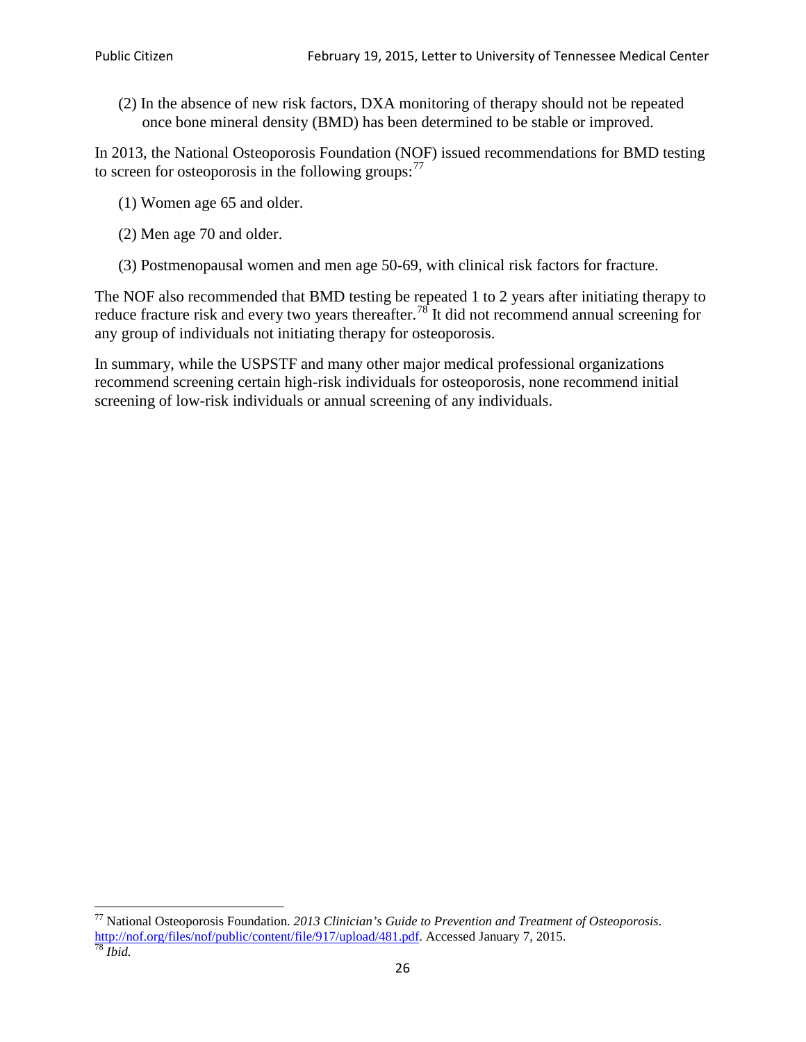(2) In the absence of new risk factors, DXA monitoring of therapy should not be repeated once bone mineral density (BMD) has been determined to be stable or improved.

In 2013, the National Osteoporosis Foundation (NOF) issued recommendations for BMD testing to screen for osteoporosis in the following groups:[77]

(1) Women age 65 and older.

(2) Men age 70 and older.

(3) Postmenopausal women and men age 50-69, with clinical risk factors for fracture.

The NOF also recommended that BMD testing be repeated 1 to 2 years after initiating therapy to reduce fracture risk and every two years thereafter.[78] It did not recommend annual screening for any group of individuals not initiating therapy for osteoporosis.

In summary, while the USPSTF and many other major medical professional organizations recommend screening certain high-risk individuals for osteoporosis, none recommend initial screening of low-risk individuals or annual screening of any individuals.

---

[77] National Osteoporosis Foundation. *2013 Clinician's Guide to Prevention and Treatment of Osteoporosis*. http://nof.org/files/nof/public/content/file/917/upload/481.pdf. Accessed January 7, 2015.

[78] *Ibid.*